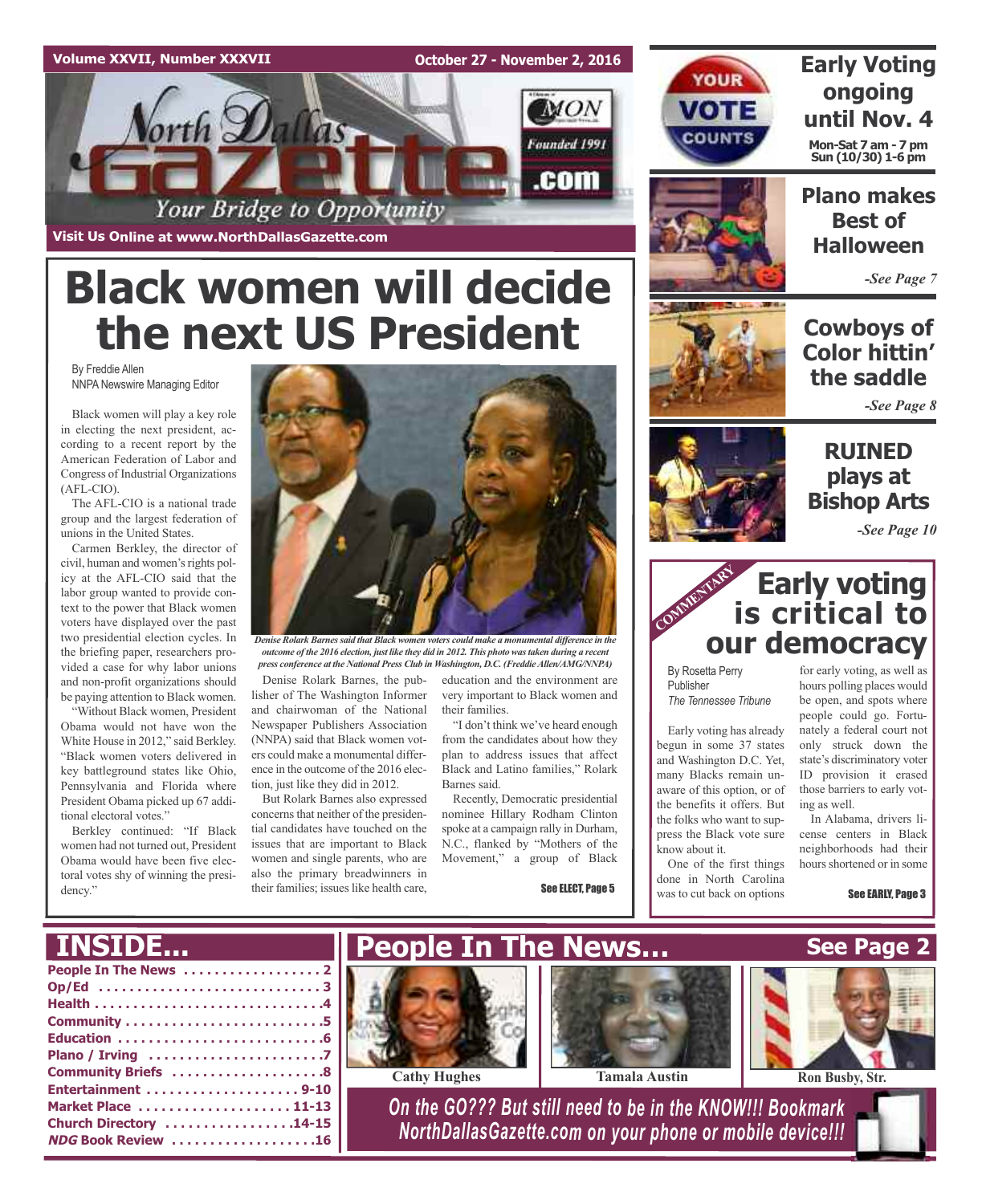Volume XXVII, Number XXXVII — October 27 - November 2, 2016

# North Dallas Gazette

*Your Bridge to Opportunity*

Founded 1991 — .com

Visit Us Online at www.NorthDallasGazette.com

# Black women will decide the next US President

By Freddie Allen
NNPA Newswire Managing Editor

Black women will play a key role in electing the next president, according to a recent report by the American Federation of Labor and Congress of Industrial Organizations (AFL-CIO).

The AFL-CIO is a national trade group and the largest federation of unions in the United States.

Carmen Berkley, the director of civil, human and women's rights policy at the AFL-CIO said that the labor group wanted to provide context to the power that Black women voters have displayed over the past two presidential election cycles. In the briefing paper, researchers provided a case for why labor unions and non-profit organizations should be paying attention to Black women.

"Without Black women, President Obama would not have won the White House in 2012," said Berkley. "Black women voters delivered in key battleground states like Ohio, Pennsylvania and Florida where President Obama picked up 67 additional electoral votes."

Berkley continued: "If Black women had not turned out, President Obama would have been five electoral votes shy of winning the presidency."

*Denise Rolark Barnes said that Black women voters could make a monumental difference in the outcome of the 2016 election, just like they did in 2012. This photo was taken during a recent press conference at the National Press Club in Washington, D.C. (Freddie Allen/AMG/NNPA)*

Denise Rolark Barnes, the publisher of The Washington Informer and chairwoman of the National Newspaper Publishers Association (NNPA) said that Black women voters could make a monumental difference in the outcome of the 2016 election, just like they did in 2012.

But Rolark Barnes also expressed concerns that neither of the presidential candidates have touched on the issues that are important to Black women and single parents, who are also the primary breadwinners in their families; issues like health care, education and the environment are very important to Black women and their families.

"I don't think we've heard enough from the candidates about how they plan to address issues that affect Black and Latino families," Rolark Barnes said.

Recently, Democratic presidential nominee Hillary Rodham Clinton spoke at a campaign rally in Durham, N.C., flanked by "Mothers of the Movement," a group of Black

See ELECT, Page 5

## Early Voting ongoing until Nov. 4

YOUR VOTE COUNTS

Mon-Sat 7 am - 7 pm
Sun (10/30) 1-6 pm

## Plano makes Best of Halloween

*-See Page 7*

## Cowboys of Color hittin' the saddle

*-See Page 8*

## RUINED plays at Bishop Arts

*-See Page 10*

COMMENTARY

## Early voting is critical to our democracy

By Rosetta Perry
Publisher
*The Tennessee Tribune*

Early voting has already begun in some 37 states and Washington D.C. Yet, many Blacks remain unaware of this option, or of the benefits it offers. But the folks who want to suppress the Black vote sure know about it.

One of the first things done in North Carolina was to cut back on options for early voting, as well as hours polling places would be open, and spots where people could go. Fortunately a federal court not only struck down the state's discriminatory voter ID provision it erased those barriers to early voting as well.

In Alabama, drivers license centers in Black neighborhoods had their hours shortened or in some

See EARLY, Page 3

## INSIDE...

- People In The News . . . . . 2
- Op/Ed . . . . . 3
- Health . . . . . 4
- Community . . . . . 5
- Education . . . . . 6
- Plano / Irving . . . . . 7
- Community Briefs . . . . . 8
- Entertainment . . . . . 9-10
- Market Place . . . . . 11-13
- Church Directory . . . . . 14-15
- *NDG* Book Review . . . . . 16

## People In The News... See Page 2

Cathy Hughes — Tamala Austin — Ron Busby, Str.

*On the GO??? But still need to be in the KNOW!!! Bookmark NorthDallasGazette.com on your phone or mobile device!!!*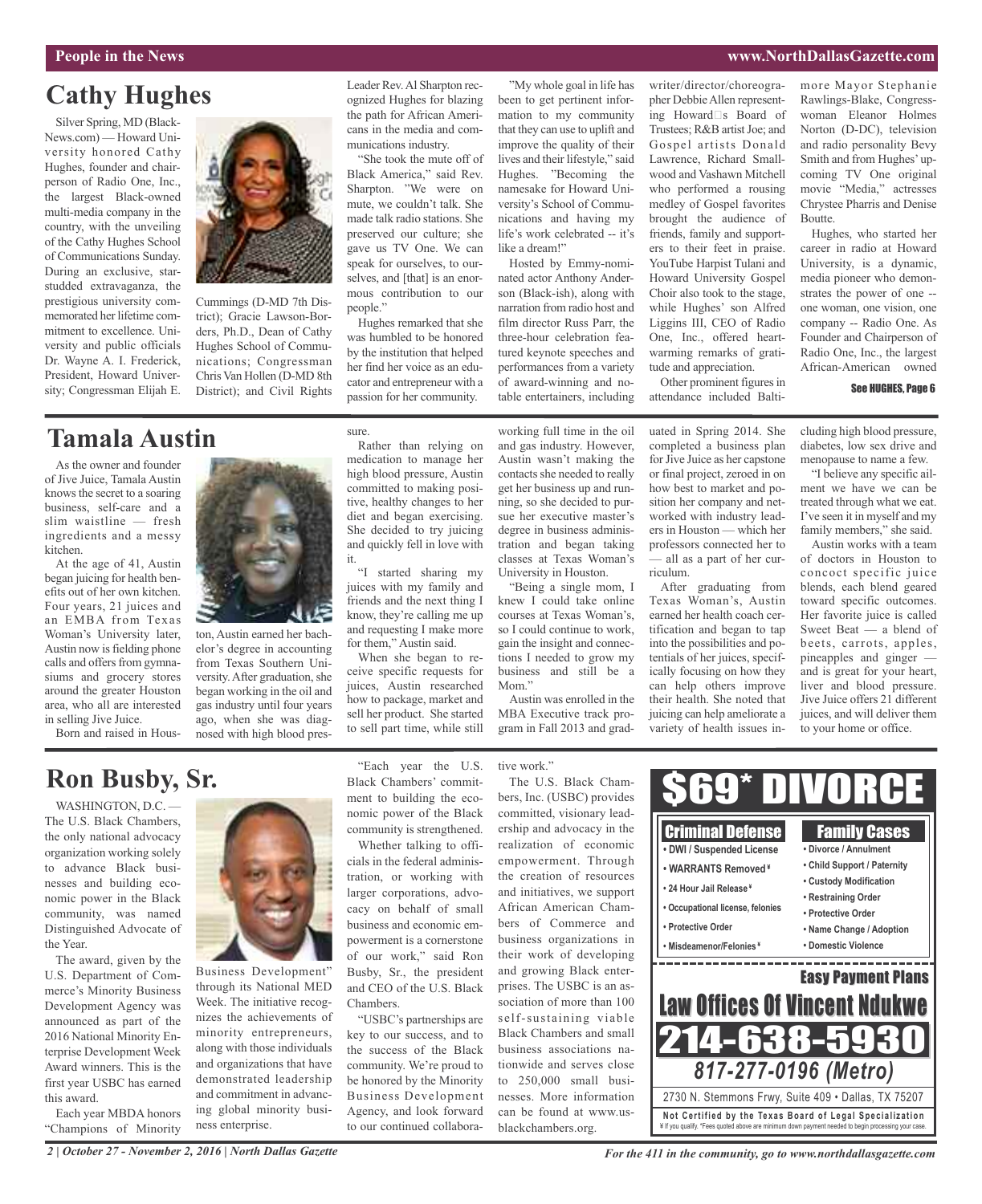# Cathy Hughes

Silver Spring, MD (BlackNews.com) — Howard University honored Cathy Hughes, founder and chairperson of Radio One, Inc., the largest Black-owned multi-media company in the country, with the unveiling of the Cathy Hughes School of Communications Sunday. During an exclusive, star-studded extravaganza, the prestigious university commemorated her lifetime commitment to excellence. University and public officials Dr. Wayne A. I. Frederick, President, Howard University; Congressman Elijah E. Cummings (D-MD 7th District); Gracie Lawson-Borders, Ph.D., Dean of Cathy Hughes School of Communications; Congressman Chris Van Hollen (D-MD 8th District); and Civil Rights Leader Rev. Al Sharpton recognized Hughes for blazing the path for African Americans in the media and communications industry.

"She took the mute off of Black America," said Rev. Sharpton. "We were on mute, we couldn't talk. She made talk radio stations. She preserved our culture; she gave us TV One. We can speak for ourselves, to ourselves, and [that] is an enormous contribution to our people."

Hughes remarked that she was humbled to be honored by the institution that helped her find her voice as an educator and entrepreneur with a passion for her community.

"My whole goal in life has been to get pertinent information to my community that they can use to uplift and improve the quality of their lives and their lifestyle," said Hughes. "Becoming the namesake for Howard University's School of Communications and having my life's work celebrated -- it's like a dream!"

Hosted by Emmy-nominated actor Anthony Anderson (Black-ish), along with narration from radio host and film director Russ Parr, the three-hour celebration featured keynote speeches and performances from a variety of award-winning and notable entertainers, including writer/director/choreographer Debbie Allen representing Howard's Board of Trustees; R&B artist Joe; and Gospel artists Donald Lawrence, Richard Smallwood and Vashawn Mitchell who performed a rousing medley of Gospel favorites brought the audience of friends, family and supporters to their feet in praise. YouTube Harpist Tulani and Howard University Gospel Choir also took to the stage, while Hughes' son Alfred Liggins III, CEO of Radio One, Inc., offered heartwarming remarks of gratitude and appreciation.

Other prominent figures in attendance included Baltimore Mayor Stephanie Rawlings-Blake, Congresswoman Eleanor Holmes Norton (D-DC), television and radio personality Bevy Smith and from Hughes' upcoming TV One original movie "Media," actresses Chrystee Pharris and Denise Boutte.

Hughes, who started her career in radio at Howard University, is a dynamic, media pioneer who demonstrates the power of one -- one woman, one vision, one company -- Radio One. As Founder and Chairperson of Radio One, Inc., the largest African-American owned

See HUGHES, Page 6

# Tamala Austin

As the owner and founder of Jive Juice, Tamala Austin knows the secret to a soaring business, self-care and a slim waistline — fresh ingredients and a messy kitchen.

At the age of 41, Austin began juicing for health benefits out of her own kitchen. Four years, 21 juices and an EMBA from Texas Woman's University later, Austin now is fielding phone calls and offers from gymnasiums and grocery stores around the greater Houston area, who all are interested in selling Jive Juice.

Born and raised in Houston, Austin earned her bachelor's degree in accounting from Texas Southern University. After graduation, she began working in the oil and gas industry until four years ago, when she was diagnosed with high blood pressure.

Rather than relying on medication to manage her high blood pressure, Austin committed to making positive, healthy changes to her diet and began exercising. She decided to try juicing and quickly fell in love with it.

"I started sharing my juices with my family and friends and the next thing I know, they're calling me up and requesting I make more for them," Austin said.

When she began to receive specific requests for juices, Austin researched how to package, market and sell her product. She started to sell part time, while still working full time in the oil and gas industry. However, Austin wasn't making the contacts she needed to really get her business up and running, so she decided to pursue her executive master's degree in business administration and began taking classes at Texas Woman's University in Houston.

"Being a single mom, I knew I could take online courses at Texas Woman's, so I could continue to work, gain the insight and connections I needed to grow my business and still be a Mom."

Austin was enrolled in the MBA Executive track program in Fall 2013 and graduated in Spring 2014. She completed a business plan for Jive Juice as her capstone or final project, zeroed in on how best to market and position her company and networked with industry leaders in Houston — which her professors connected her to — all as a part of her curriculum.

After graduating from Texas Woman's, Austin earned her health coach certification and began to tap into the possibilities and potentials of her juices, specifically focusing on how they can help others improve their health. She noted that juicing can help ameliorate a variety of health issues including high blood pressure, diabetes, low sex drive and menopause to name a few.

"I believe any specific ailment we have we can be treated through what we eat. I've seen it in myself and my family members," she said.

Austin works with a team of doctors in Houston to concoct specific juice blends, each blend geared toward specific outcomes. Her favorite juice is called Sweet Beat — a blend of beets, carrots, apples, pineapples and ginger — and is great for your heart, liver and blood pressure. Jive Juice offers 21 different juices, and will deliver them to your home or office.

# Ron Busby, Sr.

WASHINGTON, D.C. — The U.S. Black Chambers, the only national advocacy organization working solely to advance Black businesses and building economic power in the Black community, was named Distinguished Advocate of the Year.

The award, given by the U.S. Department of Commerce's Minority Business Development Agency was announced as part of the 2016 National Minority Enterprise Development Week Award winners. This is the first year USBC has earned this award.

Each year MBDA honors "Champions of Minority Business Development" through its National MED Week. The initiative recognizes the achievements of minority entrepreneurs, along with those individuals and organizations that have demonstrated leadership and commitment in advancing global minority business enterprise.

"Each year the U.S. Black Chambers' commitment to building the economic power of the Black community is strengthened. Whether talking to officials in the federal administration, or working with larger corporations, advocacy on behalf of small business and economic empowerment is a cornerstone of our work," said Ron Busby, Sr., the president and CEO of the U.S. Black Chambers.

"USBC's partnerships are key to our success, and to the success of the Black community. We're proud to be honored by the Minority Business Development Agency, and look forward to our continued collaborative work."

The U.S. Black Chambers, Inc. (USBC) provides committed, visionary leadership and advocacy in the realization of economic empowerment. Through the creation of resources and initiatives, we support African American Chambers of Commerce and business organizations in their work of developing and growing Black enterprises. The USBC is an association of more than 100 self-sustaining viable Black Chambers and small business associations nationwide and serves close to 250,000 small businesses. More information can be found at www.usblackchambers.org.

## $69* DIVORCE

**Criminal Defense**
- DWI / Suspended License
- WARRANTS Removed ¥
- 24 Hour Jail Release ¥
- Occupational license, felonies
- Protective Order
- Misdeamenor/Felonies ¥

**Family Cases**
- Divorce / Annulment
- Child Support / Paternity
- Custody Modification
- Restraining Order
- Protective Order
- Name Change / Adoption
- Domestic Violence

**Easy Payment Plans**

**Law Offices Of Vincent Ndukwe**

**214-638-5930**

**817-277-0196 (Metro)**

2730 N. Stemmons Frwy, Suite 409 • Dallas, TX 75207

Not Certified by the Texas Board of Legal Specialization

¥ If you qualify. *Fees quoted above are minimum down payment needed to begin processing your case.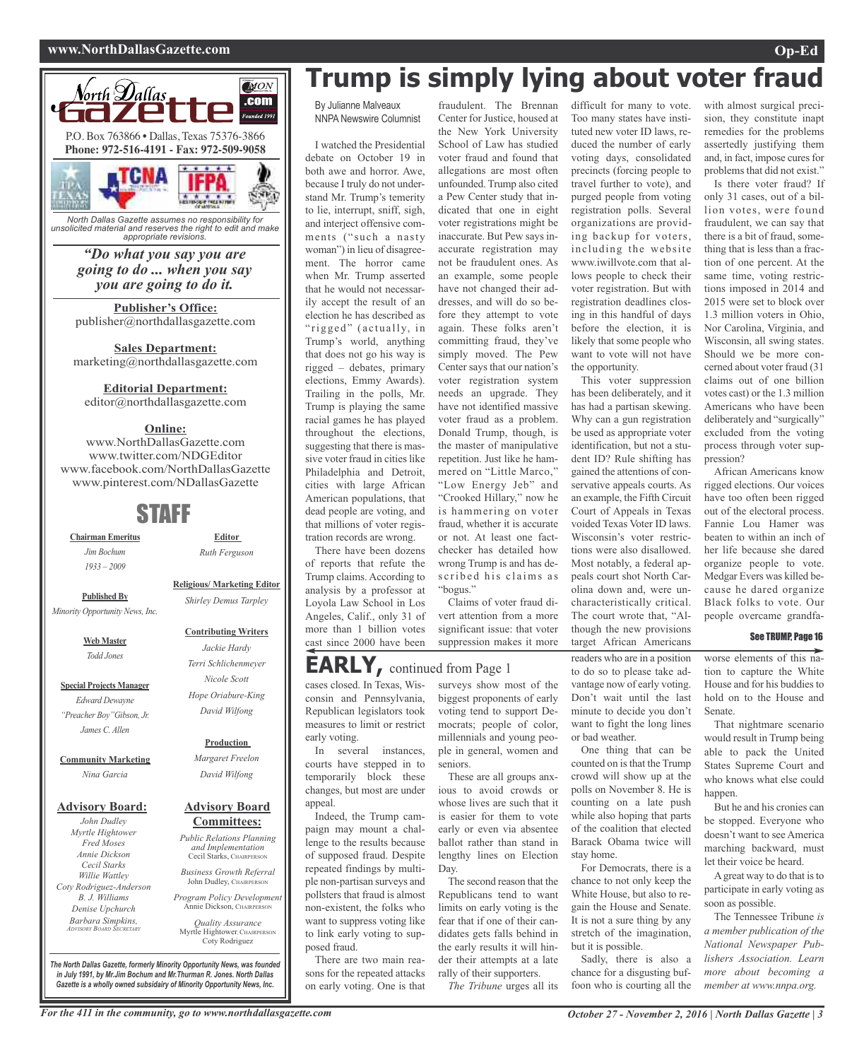# Trump is simply lying about voter fraud

By Julianne Malveaux
NNPA Newswire Columnist

I watched the Presidential debate on October 19 in both awe and horror. Awe, because I truly do not understand Mr. Trump's temerity to lie, interrupt, sniff, sigh, and interject offensive comments ("such a nasty woman") in lieu of disagreement. The horror came when Mr. Trump asserted that he would not necessarily accept the result of an election he has described as "rigged" (actually, in Trump's world, anything that does not go his way is rigged – debates, primary elections, Emmy Awards). Trailing in the polls, Mr. Trump is playing the same racial games he has played throughout the elections, suggesting that there is massive voter fraud in cities like Philadelphia and Detroit, cities with large African American populations, that dead people are voting, and that millions of voter registration records are wrong.

There have been dozens of reports that refute the Trump claims. According to analysis by a professor at Loyola Law School in Los Angeles, Calif., only 31 of more than 1 billion votes cast since 2000 have been fraudulent. The Brennan Center for Justice, housed at the New York University School of Law has studied voter fraud and found that allegations are most often unfounded. Trump also cited a Pew Center study that indicated that one in eight voter registrations might be inaccurate. But Pew says inaccurate registration may not be fraudulent ones. As an example, some people have not changed their addresses, and will do so before they attempt to vote again. These folks aren't committing fraud, they've simply moved. The Pew Center says that our nation's voter registration system needs an upgrade. They have not identified massive voter fraud as a problem. Donald Trump, though, is the master of manipulative repetition. Just like he hammered on "Little Marco," "Low Energy Jeb" and "Crooked Hillary," now he is hammering on voter fraud, whether it is accurate or not. At least one fact-checker has detailed how wrong Trump is and has described his claims as "bogus."

Claims of voter fraud divert attention from a more significant issue: that voter suppression makes it more difficult for many to vote. Too many states have instituted new voter ID laws, reduced the number of early voting days, consolidated precincts (forcing people to travel further to vote), and purged people from voting registration polls. Several organizations are providing backup for voters, including the website www.iwillvote.com that allows people to check their voter registration. But with registration deadlines closing in this handful of days before the election, it is likely that some people who want to vote will not have the opportunity.

This voter suppression has been deliberately, and it has had a partisan skewing. Why can a gun registration be used as appropriate voter identification, but not a student ID? Rule shifting has gained the attentions of conservative appeals courts. As an example, the Fifth Circuit Court of Appeals in Texas voided Texas Voter ID laws. Wisconsin's voter restrictions were also disallowed. Most notably, a federal appeals court shot North Carolina down and, were uncharacteristically critical. The court wrote that, "Although the new provisions target African Americans with almost surgical precision, they constitute inapt remedies for the problems assertedly justifying them and, in fact, impose cures for problems that did not exist."

Is there voter fraud? If only 31 cases, out of a billion votes, were found fraudulent, we can say that there is a bit of fraud, something that is less than a fraction of one percent. At the same time, voting restrictions imposed in 2014 and 2015 were set to block over 1.3 million voters in Ohio, Nor Carolina, Virginia, and Wisconsin, all swing states. Should we be more concerned about voter fraud (31 claims out of one billion votes cast) or the 1.3 million Americans who have been deliberately and "surgically" excluded from the voting process through voter suppression?

African Americans know rigged elections. Our voices have too often been rigged out of the electoral process. Fannie Lou Hamer was beaten to within an inch of her life because she dared organize people to vote. Medgar Evers was killed because he dared organize Black folks to vote. Our people overcame grandfa-

See TRUMP, Page 16

# EARLY, continued from Page 1

cases closed. In Texas, Wisconsin and Pennsylvania, Republican legislators took measures to limit or restrict early voting.

In several instances, courts have stepped in to temporarily block these changes, but most are under appeal.

Indeed, the Trump campaign may mount a challenge to the results because of supposed fraud. Despite repeated findings by multiple non-partisan surveys and pollsters that fraud is almost non-existent, the folks who want to suppress voting like to link early voting to supposed fraud.

There are two main reasons for the repeated attacks on early voting. One is that surveys show most of the biggest proponents of early voting tend to support Democrats; people of color, millennials and young people in general, women and seniors.

These are all groups anxious to avoid crowds or whose lives are such that it is easier for them to vote early or even via absentee ballot rather than stand in lengthy lines on Election Day.

The second reason that the Republicans tend to want limits on early voting is the fear that if one of their candidates gets falls behind in the early results it will hinder their attempts at a late rally of their supporters.

*The Tribune* urges all its readers who are in a position to do so to please take advantage now of early voting. Don't wait until the last minute to decide you don't want to fight the long lines or bad weather.

One thing that can be counted on is that the Trump crowd will show up at the polls on November 8. He is counting on a late push while also hoping that parts of the coalition that elected Barack Obama twice will stay home.

For Democrats, there is a chance to not only keep the White House, but also to regain the House and Senate. It is not a sure thing by any stretch of the imagination, but it is possible.

Sadly, there is also a chance for a disgusting buffoon who is courting all the worse elements of this nation to capture the White House and for his buddies to hold on to the House and Senate.

That nightmare scenario would result in Trump being able to pack the United States Supreme Court and who knows what else could happen.

But he and his cronies can be stopped. Everyone who doesn't want to see America marching backward, must let their voice be heard.

A great way to do that is to participate in early voting as soon as possible.

The Tennessee Tribune *is a member publication of the National Newspaper Publishers Association. Learn more about becoming a member at www.nnpa.org.*

---

**North Dallas Gazette**

P.O. Box 763866 • Dallas, Texas 75376-3866
**Phone: 972-516-4191 - Fax: 972-509-9058**

*North Dallas Gazette assumes no responsibility for unsolicited material and reserves the right to edit and make appropriate revisions.*

***"Do what you say you are going to do ... when you say you are going to do it.***

**Publisher's Office:**
publisher@northdallasgazette.com

**Sales Department:**
marketing@northdallasgazette.com

**Editorial Department:**
editor@northdallasgazette.com

**Online:**
www.NorthDallasGazette.com
www.twitter.com/NDGEditor
www.facebook.com/NorthDallasGazette
www.pinterest.com/NDallasGazette

## STAFF

**Chairman Emeritus**
*Jim Bochum*
*1933 – 2009*

**Published By**
*Minority Opportunity News, Inc.*

**Web Master**
*Todd Jones*

**Special Projects Manager**
*Edward Dewayne "Preacher Boy" Gibson, Jr.*
*James C. Allen*

**Community Marketing**
*Nina Garcia*

**Advisory Board:**
*John Dudley*
*Myrtle Hightower*
*Fred Moses*
*Annie Dickson*
*Cecil Starks*
*Willie Wattley*
*Coty Rodriguez-Anderson*
*B. J. Williams*
*Denise Upchurch*
*Barbara Simpkins, Advisory Board Secretary*

**Editor**
*Ruth Ferguson*

**Religious/ Marketing Editor**
*Shirley Demus Tarpley*

**Contributing Writers**
*Jackie Hardy*
*Terri Schlichenmeyer*
*Nicole Scott*
*Hope Oriabure-King*
*David Wilfong*

**Production**
*Margaret Freelon*
*David Wilfong*

**Advisory Board Committees:**
*Public Relations Planning and Implementation*
Cecil Starks, Chairperson

*Business Growth Referral*
John Dudley, Chairperson

*Program Policy Development*
Annie Dickson, Chairperson

*Quality Assurance*
Myrtle Hightower, Chairperson
Coty Rodriguez

***The North Dallas Gazette, formerly Minority Opportunity News, was founded in July 1991, by Mr.Jim Bochum and Mr.Thurman R. Jones. North Dallas Gazette is a wholly owned subsaidiary of Minority Opportunity News, Inc.***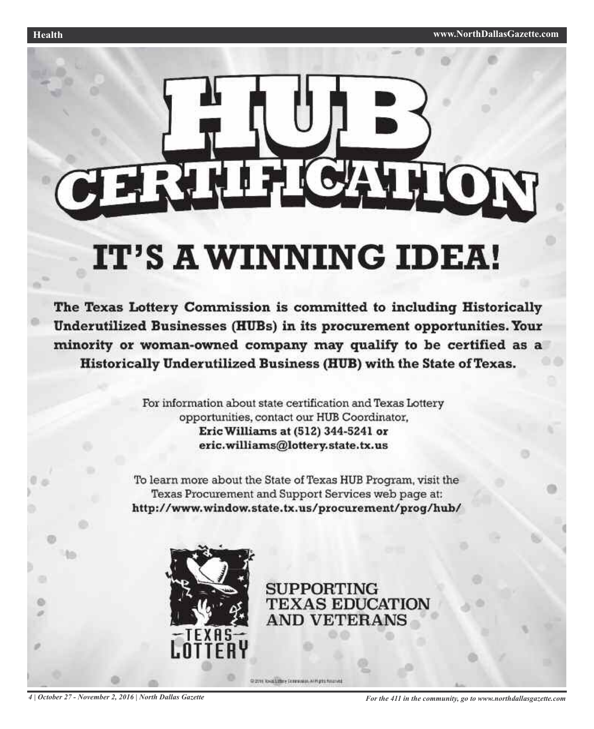# HUB CERTIFICATION

## IT'S A WINNING IDEA!

**The Texas Lottery Commission is committed to including Historically Underutilized Businesses (HUBs) in its procurement opportunities. Your minority or woman-owned company may qualify to be certified as a Historically Underutilized Business (HUB) with the State of Texas.**

For information about state certification and Texas Lottery opportunities, contact our HUB Coordinator, **Eric Williams at (512) 344-5241 or eric.williams@lottery.state.tx.us**

To learn more about the State of Texas HUB Program, visit the Texas Procurement and Support Services web page at: **http://www.window.state.tx.us/procurement/prog/hub/**

TEXAS LOTTERY

SUPPORTING TEXAS EDUCATION AND VETERANS

© 2016 Texas Lottery Commission. All Rights Reserved.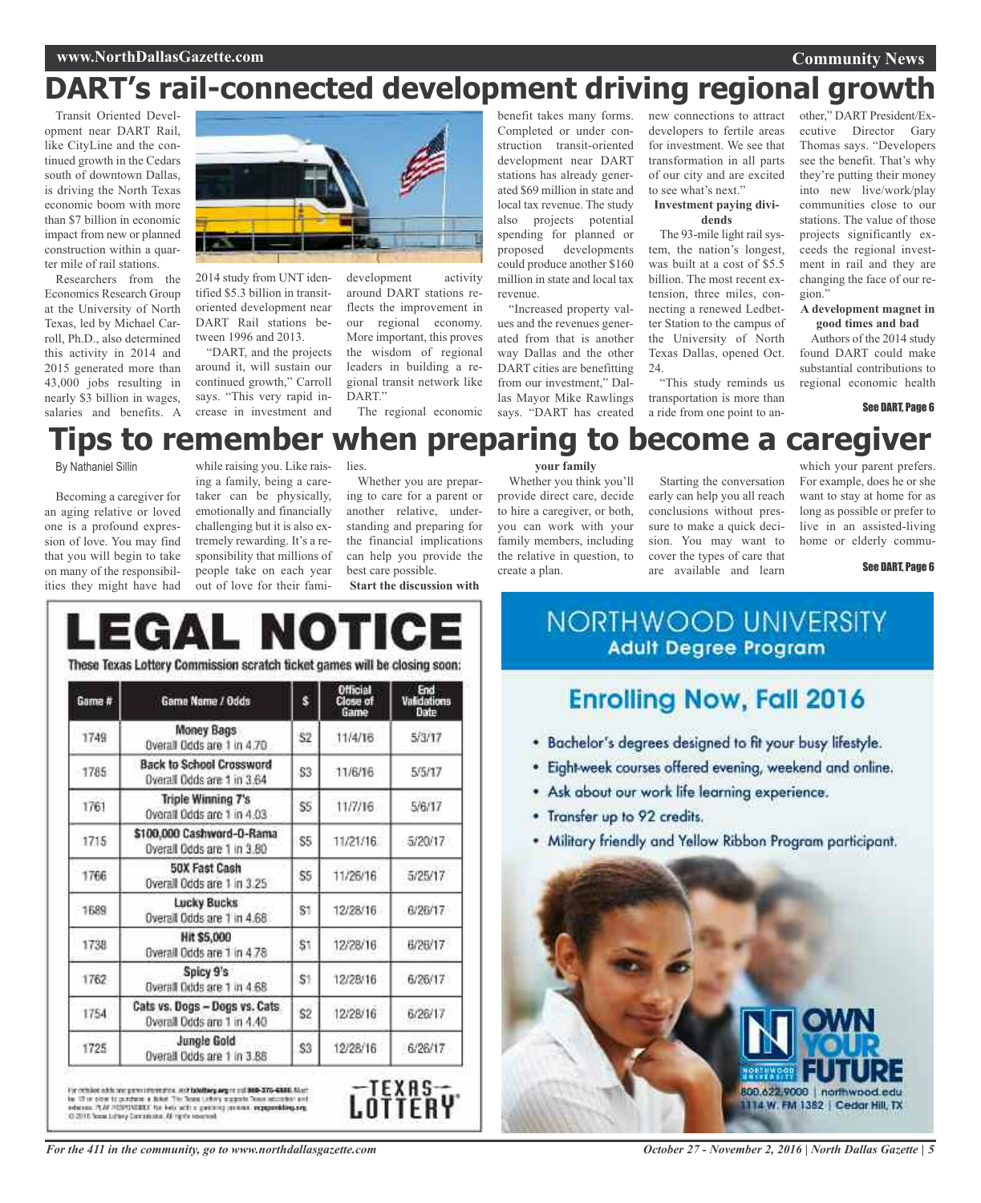# DART's rail-connected development driving regional growth

Transit Oriented Development near DART Rail, like CityLine and the continued growth in the Cedars south of downtown Dallas, is driving the North Texas economic boom with more than $7 billion in economic impact from new or planned construction within a quarter mile of rail stations.

Researchers from the Economics Research Group at the University of North Texas, led by Michael Carroll, Ph.D., also determined this activity in 2014 and 2015 generated more than 43,000 jobs resulting in nearly $3 billion in wages, salaries and benefits. A 2014 study from UNT identified $5.3 billion in transit-oriented development near DART Rail stations between 1996 and 2013.

"DART, and the projects around it, will sustain our continued growth," Carroll says. "This very rapid increase in investment and development activity around DART stations reflects the improvement in our regional economy. More important, this proves the wisdom of regional leaders in building a regional transit network like DART."

The regional economic benefit takes many forms. Completed or under construction transit-oriented development near DART stations has already generated $69 million in state and local tax revenue. The study also projects potential spending for planned or proposed developments could produce another $160 million in state and local tax revenue.

"Increased property values and the revenues generated from that is another way Dallas and the other DART cities are benefitting from our investment," Dallas Mayor Mike Rawlings says. "DART has created new connections to attract developers to fertile areas for investment. We see that transformation in all parts of our city and are excited to see what's next."

**Investment paying dividends**

The 93-mile light rail system, the nation's longest, was built at a cost of $5.5 billion. The most recent extension, three miles, connecting a renewed Ledbetter Station to the campus of the University of North Texas Dallas, opened Oct. 24.

"This study reminds us transportation is more than a ride from one point to another," DART President/Executive Director Gary Thomas says. "Developers see the benefit. That's why they're putting their money into new live/work/play communities close to our stations. The value of those projects significantly exceeds the regional investment in rail and they are changing the face of our region."

**A development magnet in good times and bad**

Authors of the 2014 study found DART could make substantial contributions to regional economic health

See DART, Page 6

# Tips to remember when preparing to become a caregiver

By Nathaniel Sillin

Becoming a caregiver for an aging relative or loved one is a profound expression of love. You may find that you will begin to take on many of the responsibilities they might have had while raising you. Like raising a family, being a caretaker can be physically, emotionally and financially challenging but it is also extremely rewarding. It's a responsibility that millions of people take on each year out of love for their families.

Whether you are preparing to care for a parent or another relative, understanding and preparing for the financial implications can help you provide the best care possible.

**Start the discussion with your family**

Whether you think you'll provide direct care, decide to hire a caregiver, or both, you can work with your family members, including the relative in question, to create a plan.

Starting the conversation early can help you all reach conclusions without pressure to make a quick decision. You may want to cover the types of care that are available and learn which your parent prefers. For example, does he or she want to stay at home for as long as possible or prefer to live in an assisted-living home or elderly commu-

See DART, Page 6

# LEGAL NOTICE

These Texas Lottery Commission scratch ticket games will be closing soon:

| Game # | Game Name / Odds | $ | Official Close of Game | End Validations Date |
|---|---|---|---|---|
| 1749 | Money Bags<br>Overall Odds are 1 in 4.70 | $2 | 11/4/16 | 5/3/17 |
| 1785 | Back to School Crossword<br>Overall Odds are 1 in 3.64 | $3 | 11/6/16 | 5/5/17 |
| 1761 | Triple Winning 7's<br>Overall Odds are 1 in 4.03 | $5 | 11/7/16 | 5/6/17 |
| 1715 | $100,000 Cashword-O-Rama<br>Overall Odds are 1 in 3.80 | $5 | 11/21/16 | 5/20/17 |
| 1766 | 50X Fast Cash<br>Overall Odds are 1 in 3.25 | $5 | 11/26/16 | 5/25/17 |
| 1689 | Lucky Bucks<br>Overall Odds are 1 in 4.68 | $1 | 12/28/16 | 6/26/17 |
| 1738 | Hit $5,000<br>Overall Odds are 1 in 4.78 | $1 | 12/28/16 | 6/26/17 |
| 1762 | Spicy 9's<br>Overall Odds are 1 in 4.68 | $1 | 12/28/16 | 6/26/17 |
| 1754 | Cats vs. Dogs – Dogs vs. Cats<br>Overall Odds are 1 in 4.40 | $2 | 12/28/16 | 6/26/17 |
| 1725 | Jungle Gold<br>Overall Odds are 1 in 3.88 | $3 | 12/28/16 | 6/26/17 |

For detailed odds and game information, visit txlottery.org or call 800-375-6886. Must be 18 or older to purchase a ticket. The Texas Lottery supports Texas education and veterans. PLAY RESPONSIBLY. For help with a gambling problem, ncpgambling.org. © 2016 Texas Lottery Commission. All rights reserved.

TEXAS LOTTERY

## NORTHWOOD UNIVERSITY
### Adult Degree Program

**Enrolling Now, Fall 2016**

- Bachelor's degrees designed to fit your busy lifestyle.
- Eight-week courses offered evening, weekend and online.
- Ask about our work life learning experience.
- Transfer up to 92 credits.
- Military friendly and Yellow Ribbon Program participant.

OWN YOUR FUTURE

800.622.9000 | northwood.edu
1114 W. FM 1382 | Cedar Hill, TX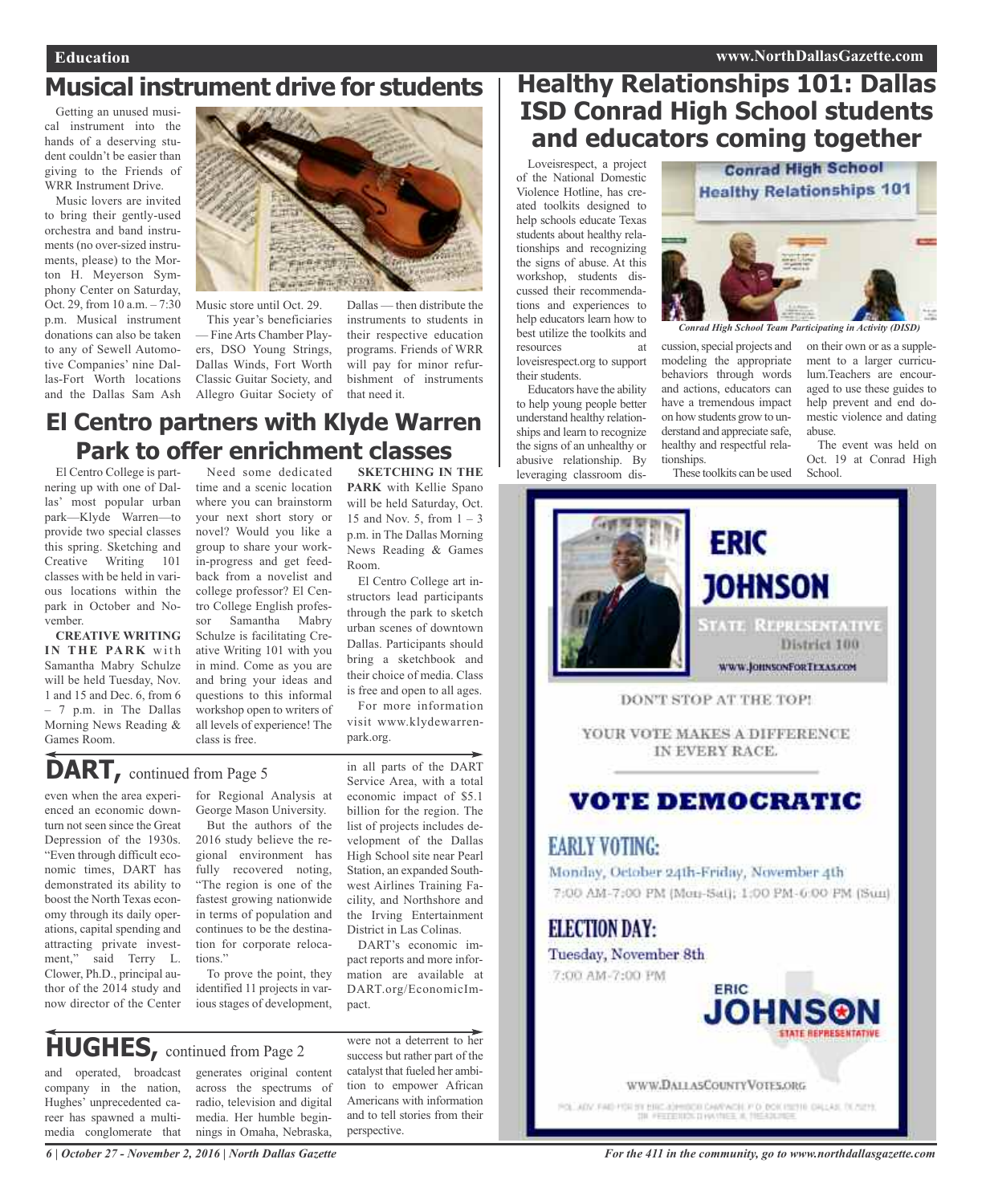## Musical instrument drive for students

Getting an unused musical instrument into the hands of a deserving student couldn't be easier than giving to the Friends of WRR Instrument Drive.

Music lovers are invited to bring their gently-used orchestra and band instruments (no over-sized instruments, please) to the Morton H. Meyerson Symphony Center on Saturday, Oct. 29, from 10 a.m. – 7:30 p.m. Musical instrument donations can also be taken to any of Sewell Automotive Companies' nine Dallas-Fort Worth locations and the Dallas Sam Ash Music store until Oct. 29.

This year's beneficiaries — Fine Arts Chamber Players, DSO Young Strings, Dallas Winds, Fort Worth Classic Guitar Society, and Allegro Guitar Society of Dallas — then distribute the instruments to students in their respective education programs. Friends of WRR will pay for minor refurbishment of instruments that need it.

## Healthy Relationships 101: Dallas ISD Conrad High School students and educators coming together

Loveisrespect, a project of the National Domestic Violence Hotline, has created toolkits designed to help schools educate Texas students about healthy relationships and recognizing the signs of abuse. At this workshop, students discussed their recommendations and experiences to help educators learn how to best utilize the toolkits and resources at loveisrespect.org to support their students.

Educators have the ability to help young people better understand healthy relationships and learn to recognize the signs of an unhealthy or abusive relationship. By leveraging classroom discussion, special projects and modeling the appropriate behaviors through words and actions, educators can have a tremendous impact on how students grow to understand and appreciate safe, healthy and respectful relationships.

*Conrad High School Team Participating in Activity (DISD)*

These toolkits can be used on their own or as a supplement to a larger curriculum.Teachers are encouraged to use these guides to help prevent and end domestic violence and dating abuse.

The event was held on Oct. 19 at Conrad High School.

## El Centro partners with Klyde Warren Park to offer enrichment classes

El Centro College is partnering up with one of Dallas' most popular urban park—Klyde Warren—to provide two special classes this spring. Sketching and Creative Writing 101 classes with be held in various locations within the park in October and November.

**CREATIVE WRITING IN THE PARK** with Samantha Mabry Schulze will be held Tuesday, Nov. 1 and 15 and Dec. 6, from 6 – 7 p.m. in The Dallas Morning News Reading & Games Room.

Need some dedicated time and a scenic location where you can brainstorm your next short story or novel? Would you like a group to share your work-in-progress and get feedback from a novelist and college professor? El Centro College English professor Samantha Mabry Schulze is facilitating Creative Writing 101 with you in mind. Come as you are and bring your ideas and questions to this informal workshop open to writers of all levels of experience! The class is free.

**SKETCHING IN THE PARK** with Kellie Spano will be held Saturday, Oct. 15 and Nov. 5, from 1 – 3 p.m. in The Dallas Morning News Reading & Games Room.

El Centro College art instructors lead participants through the park to sketch urban scenes of downtown Dallas. Participants should bring a sketchbook and their choice of media. Class is free and open to all ages.

For more information visit www.klydewarrenpark.org.

## DART, continued from Page 5

even when the area experienced an economic downturn not seen since the Great Depression of the 1930s. "Even through difficult economic times, DART has demonstrated its ability to boost the North Texas economy through its daily operations, capital spending and attracting private investment," said Terry L. Clower, Ph.D., principal author of the 2014 study and now director of the Center for Regional Analysis at George Mason University.

But the authors of the 2016 study believe the regional environment has fully recovered noting, "The region is one of the fastest growing nationwide in terms of population and continues to be the destination for corporate relocations."

To prove the point, they identified 11 projects in various stages of development, in all parts of the DART Service Area, with a total economic impact of $5.1 billion for the region. The list of projects includes development of the Dallas High School site near Pearl Station, an expanded Southwest Airlines Training Facility, and Northshore and the Irving Entertainment District in Las Colinas.

DART's economic impact reports and more information are available at DART.org/EconomicImpact.

## HUGHES, continued from Page 2

and operated, broadcast company in the nation, Hughes' unprecedented career has spawned a multimedia conglomerate that generates original content across the spectrums of radio, television and digital media. Her humble beginnings in Omaha, Nebraska, were not a deterrent to her success but rather part of the catalyst that fueled her ambition to empower African Americans with information and to tell stories from their perspective.

**ERIC JOHNSON**

STATE REPRESENTATIVE

District 100

WWW.JOHNSONFORTEXAS.COM

DON'T STOP AT THE TOP!

YOUR VOTE MAKES A DIFFERENCE IN EVERY RACE.

**VOTE DEMOCRATIC**

**EARLY VOTING:**

Monday, October 24th-Friday, November 4th

7:00 AM-7:00 PM (Mon-Sat); 1:00 PM-6:00 PM (Sun)

**ELECTION DAY:**

Tuesday, November 8th

7:00 AM-7:00 PM

ERIC JOHNSON STATE REPRESENTATIVE

WWW.DALLASCOUNTYVOTES.ORG

POL. ADV. PAID FOR BY ERIC JOHNSON CAMPAIGN, P.O. BOX 150118 DALLAS, TX 75215. DR. FREDERICK D HAYNES III, TREASURER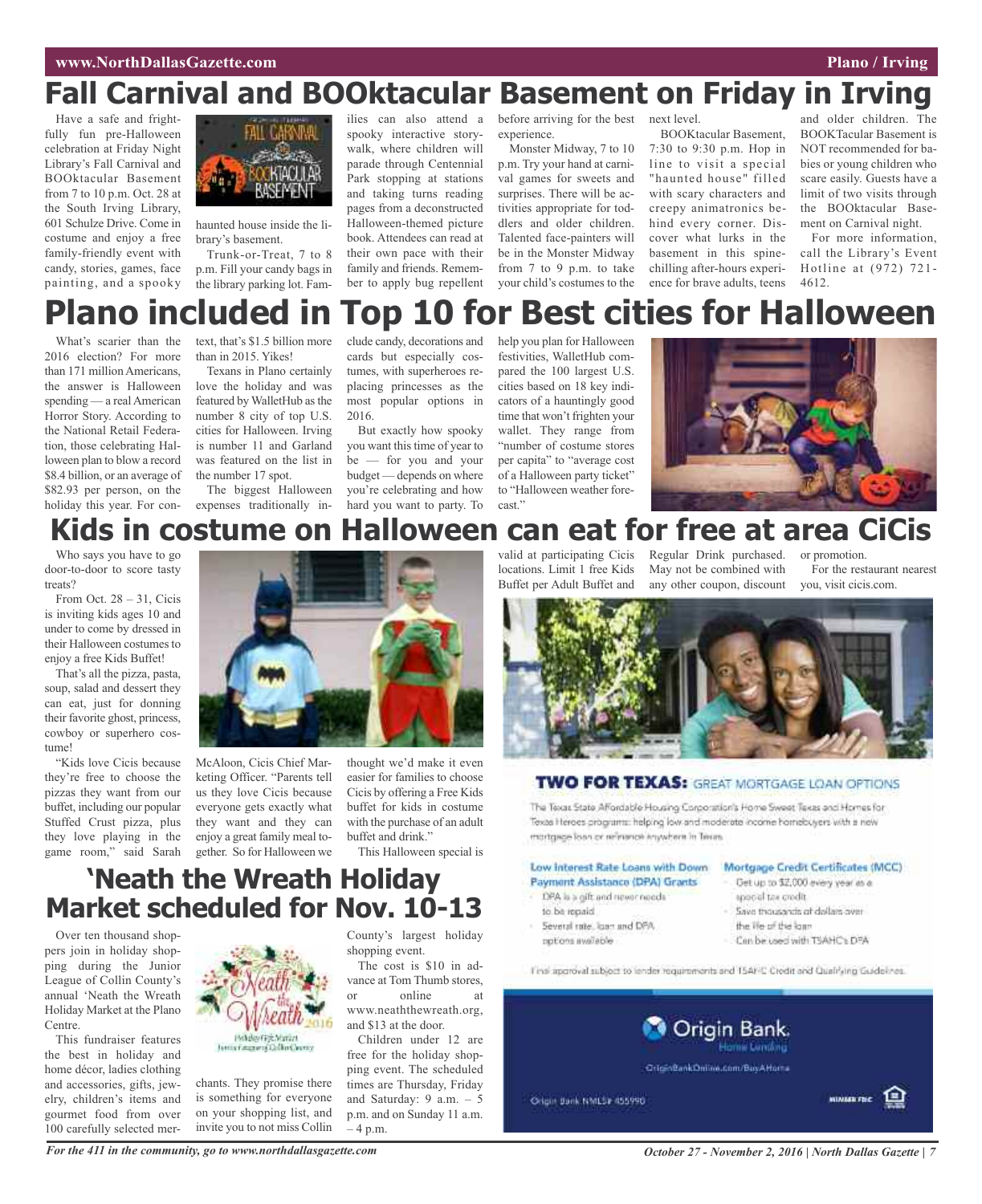# Fall Carnival and BOOktacular Basement on Friday in Irving

Have a safe and frightfully fun pre-Halloween celebration at Friday Night Library's Fall Carnival and BOOktacular Basement from 7 to 10 p.m. Oct. 28 at the South Irving Library, 601 Schulze Drive. Come in costume and enjoy a free family-friendly event with candy, stories, games, face painting, and a spooky haunted house inside the library's basement.

Trunk-or-Treat, 7 to 8 p.m. Fill your candy bags in the library parking lot. Families can also attend a spooky interactive storywalk, where children will parade through Centennial Park stopping at stations and taking turns reading pages from a deconstructed Halloween-themed picture book. Attendees can read at their own pace with their family and friends. Remember to apply bug repellent before arriving for the best experience.

Monster Midway, 7 to 10 p.m. Try your hand at carnival games for sweets and surprises. There will be activities appropriate for toddlers and older children. Talented face-painters will be in the Monster Midway from 7 to 9 p.m. to take your child's costumes to the next level.

BOOKtacular Basement, 7:30 to 9:30 p.m. Hop in line to visit a special "haunted house" filled with scary characters and creepy animatronics behind every corner. Discover what lurks in the basement in this spine-chilling after-hours experience for brave adults, teens and older children. The BOOKTacular Basement is NOT recommended for babies or young children who scare easily. Guests have a limit of two visits through the BOOktacular Basement on Carnival night.

For more information, call the Library's Event Hotline at (972) 721-4612.

# Plano included in Top 10 for Best cities for Halloween

What's scarier than the 2016 election? For more than 171 million Americans, the answer is Halloween spending — a real American Horror Story. According to the National Retail Federation, those celebrating Halloween plan to blow a record $8.4 billion, or an average of $82.93 per person, on the holiday this year. For context, that's $1.5 billion more than in 2015. Yikes!

Texans in Plano certainly love the holiday and was featured by WalletHub as the number 8 city of top U.S. cities for Halloween. Irving is number 11 and Garland was featured on the list in the number 17 spot.

The biggest Halloween expenses traditionally include candy, decorations and cards but especially costumes, with superheroes replacing princesses as the most popular options in 2016.

But exactly how spooky you want this time of year to be — for you and your budget — depends on where you're celebrating and how hard you want to party. To help you plan for Halloween festivities, WalletHub compared the 100 largest U.S. cities based on 18 key indicators of a hauntingly good time that won't frighten your wallet. They range from "number of costume stores per capita" to "average cost of a Halloween party ticket" to "Halloween weather forecast."

# Kids in costume on Halloween can eat for free at area CiCis

Who says you have to go door-to-door to score tasty treats?

From Oct. 28 – 31, Cicis is inviting kids ages 10 and under to come by dressed in their Halloween costumes to enjoy a free Kids Buffet!

That's all the pizza, pasta, soup, salad and dessert they can eat, just for donning their favorite ghost, princess, cowboy or superhero costume!

"Kids love Cicis because they're free to choose the pizzas they want from our buffet, including our popular Stuffed Crust pizza, plus they love playing in the game room," said Sarah McAloon, Cicis Chief Marketing Officer. "Parents tell us they love Cicis because everyone gets exactly what they want and they can enjoy a great family meal together. So for Halloween we thought we'd make it even easier for families to choose Cicis by offering a Free Kids buffet for kids in costume with the purchase of an adult buffet and drink."

This Halloween special is valid at participating Cicis locations. Limit 1 free Kids Buffet per Adult Buffet and Regular Drink purchased. May not be combined with any other coupon, discount or promotion.

For the restaurant nearest you, visit cicis.com.

# 'Neath the Wreath Holiday Market scheduled for Nov. 10-13

Over ten thousand shoppers join in holiday shopping during the Junior League of Collin County's annual 'Neath the Wreath Holiday Market at the Plano Centre.

This fundraiser features the best in holiday and home décor, ladies clothing and accessories, gifts, jewelry, children's items and gourmet food from over 100 carefully selected merchants. They promise there is something for everyone on your shopping list, and invite you to not miss Collin County's largest holiday shopping event.

The cost is $10 in advance at Tom Thumb stores, or online at www.neaththewreath.org, and $13 at the door.

Children under 12 are free for the holiday shopping event. The scheduled times are Thursday, Friday and Saturday: 9 a.m. – 5 p.m. and on Sunday 11 a.m. – 4 p.m.

## TWO FOR TEXAS: GREAT MORTGAGE LOAN OPTIONS

The Texas State Affordable Housing Corporation's Home Sweet Texas and Homes for Texas Heroes programs: helping low and moderate income homebuyers with a new mortgage loan or refinance anywhere in Texas.

**Low Interest Rate Loans with Down Payment Assistance (DPA) Grants**

- DPA is a gift and never needs to be repaid
- Several rate, loan and DPA options available

**Mortgage Credit Certificates (MCC)**

- Get up to $2,000 every year as a special tax credit
- Save thousands of dollars over the life of the loan
- Can be used with TSAHC's DPA

Final approval subject to lender requirements and TSAHC Credit and Qualifying Guidelines.

Origin Bank. Home Lending

OriginBankOnline.com/BuyAHome

Origin Bank NMLS# 455990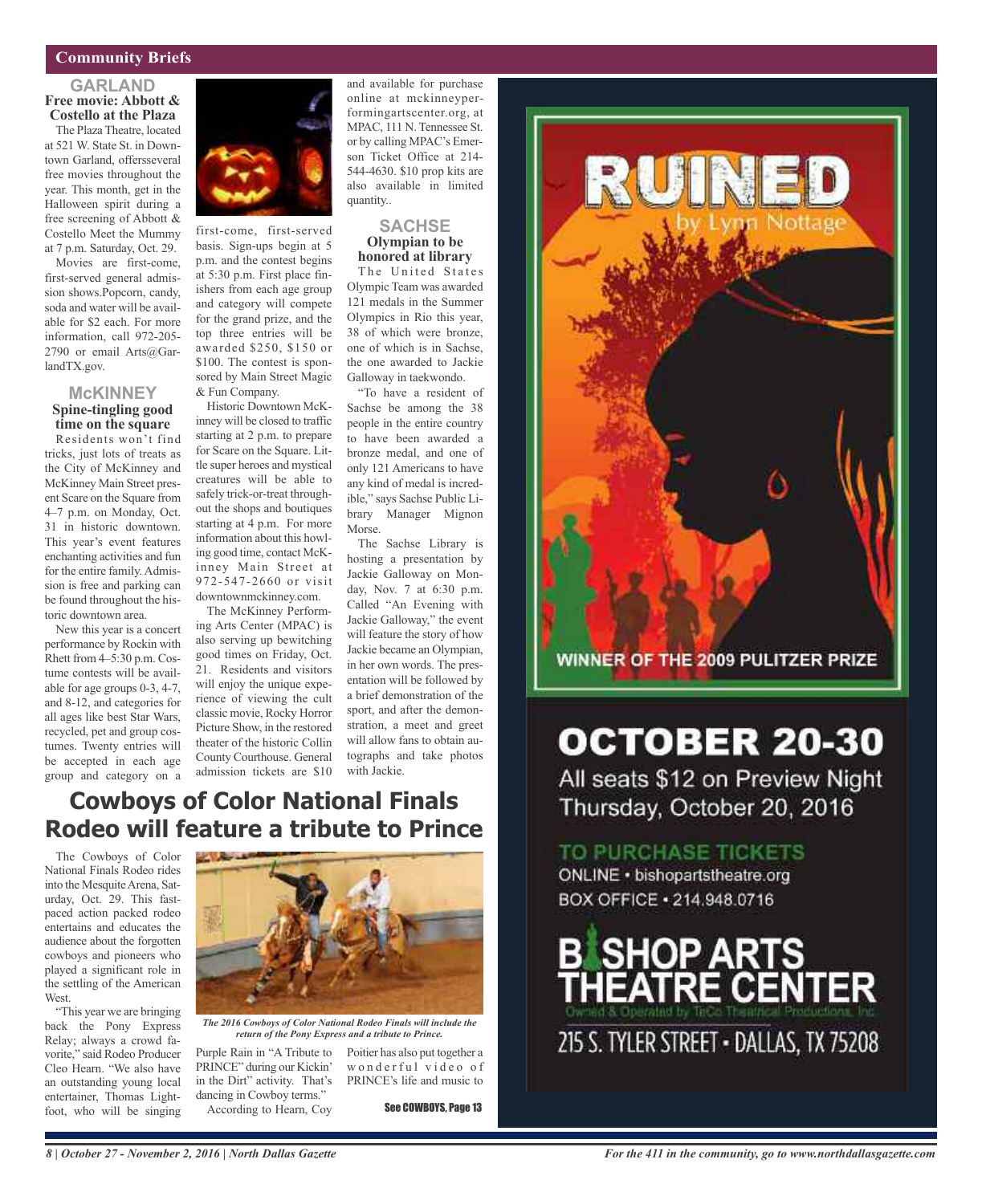## Community Briefs

### GARLAND

**Free movie: Abbott & Costello at the Plaza**

The Plaza Theatre, located at 521 W. State St. in Downtown Garland, offersseveral free movies throughout the year. This month, get in the Halloween spirit during a free screening of Abbott & Costello Meet the Mummy at 7 p.m. Saturday, Oct. 29.

Movies are first-come, first-served general admission shows.Popcorn, candy, soda and water will be available for $2 each. For more information, call 972-205-2790 or email Arts@GarlandTX.gov.

### McKINNEY

**Spine-tingling good time on the square**

Residents won't find tricks, just lots of treats as the City of McKinney and McKinney Main Street present Scare on the Square from 4–7 p.m. on Monday, Oct. 31 in historic downtown. This year's event features enchanting activities and fun for the entire family. Admission is free and parking can be found throughout the historic downtown area.

New this year is a concert performance by Rockin with Rhett from 4–5:30 p.m. Costume contests will be available for age groups 0-3, 4-7, and 8-12, and categories for all ages like best Star Wars, recycled, pet and group costumes. Twenty entries will be accepted in each age group and category on a first-come, first-served basis. Sign-ups begin at 5 p.m. and the contest begins at 5:30 p.m. First place finishers from each age group and category will compete for the grand prize, and the top three entries will be awarded $250, $150 or $100. The contest is sponsored by Main Street Magic & Fun Company.

Historic Downtown McKinney will be closed to traffic starting at 2 p.m. to prepare for Scare on the Square. Little super heroes and mystical creatures will be able to safely trick-or-treat throughout the shops and boutiques starting at 4 p.m. For more information about this howling good time, contact McKinney Main Street at 972-547-2660 or visit downtownmckinney.com.

The McKinney Performing Arts Center (MPAC) is also serving up bewitching good times on Friday, Oct. 21. Residents and visitors will enjoy the unique experience of viewing the cult classic movie, Rocky Horror Picture Show, in the restored theater of the historic Collin County Courthouse. General admission tickets are $10 and available for purchase online at mckinneyperformingartscenter.org, at MPAC, 111 N. Tennessee St. or by calling MPAC's Emerson Ticket Office at 214-544-4630. $10 prop kits are also available in limited quantity..

### SACHSE

**Olympian to be honored at library**

The United States Olympic Team was awarded 121 medals in the Summer Olympics in Rio this year, 38 of which were bronze, one of which is in Sachse, the one awarded to Jackie Galloway in taekwondo.

"To have a resident of Sachse be among the 38 people in the entire country to have been awarded a bronze medal, and one of only 121 Americans to have any kind of medal is incredible," says Sachse Public Library Manager Mignon Morse.

The Sachse Library is hosting a presentation by Jackie Galloway on Monday, Nov. 7 at 6:30 p.m. Called "An Evening with Jackie Galloway," the event will feature the story of how Jackie became an Olympian, in her own words. The presentation will be followed by a brief demonstration of the sport, and after the demonstration, a meet and greet will allow fans to obtain autographs and take photos with Jackie.

# Cowboys of Color National Finals Rodeo will feature a tribute to Prince

The Cowboys of Color National Finals Rodeo rides into the Mesquite Arena, Saturday, Oct. 29. This fast-paced action packed rodeo entertains and educates the audience about the forgotten cowboys and pioneers who played a significant role in the settling of the American West.

"This year we are bringing back the Pony Express Relay; always a crowd favorite," said Rodeo Producer Cleo Hearn. "We also have an outstanding young local entertainer, Thomas Lightfoot, who will be singing Purple Rain in "A Tribute to PRINCE" during our Kickin' in the Dirt" activity. That's dancing in Cowboy terms."

*The 2016 Cowboys of Color National Rodeo Finals will include the return of the Pony Express and a tribute to Prince.*

According to Hearn, Coy Poitier has also put together a wonderful video of PRINCE's life and music to

See COWBOYS, Page 13

---

**RUINED** by Lynn Nottage

WINNER OF THE 2009 PULITZER PRIZE

**OCTOBER 20-30**

All seats $12 on Preview Night Thursday, October 20, 2016

TO PURCHASE TICKETS
ONLINE • bishopartstheatre.org
BOX OFFICE • 214.948.0716

BISHOP ARTS THEATRE CENTER
Owned & Operated by TeCo Theatrical Productions, Inc.
215 S. TYLER STREET • DALLAS, TX 75208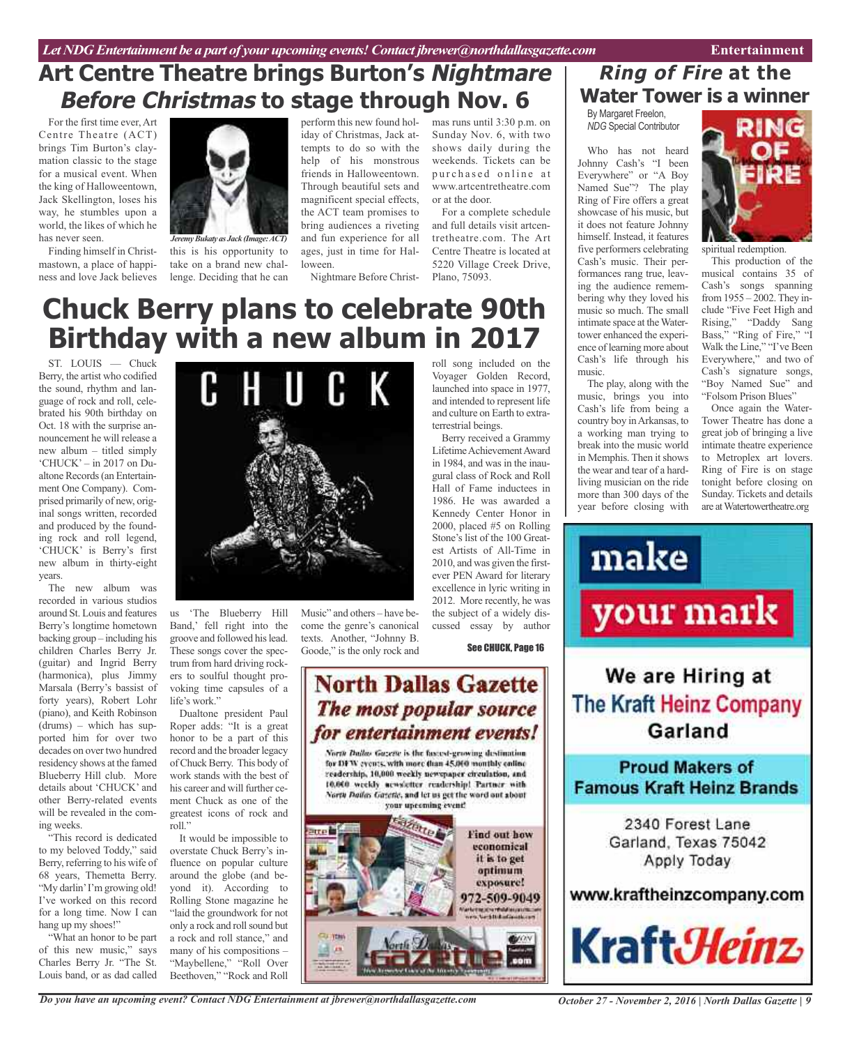# Art Centre Theatre brings Burton's *Nightmare Before Christmas* to stage through Nov. 6

For the first time ever, Art Centre Theatre (ACT) brings Tim Burton's claymation classic to the stage for a musical event. When the king of Halloweentown, Jack Skellington, loses his way, he stumbles upon a world, the likes of which he has never seen.

*Jeremy Bukaty as Jack (Image: ACT)*

Finding himself in Christmastown, a place of happiness and love Jack believes this is his opportunity to take on a brand new challenge. Deciding that he can perform this new found holiday of Christmas, Jack attempts to do so with the help of his monstrous friends in Halloweentown. Through beautiful sets and magnificent special effects, the ACT team promises to bring audiences a riveting and fun experience for all ages, just in time for Halloween.

Nightmare Before Christmas runs until 3:30 p.m. on Sunday Nov. 6, with two shows daily during the weekends. Tickets can be purchased online at www.artcentretheatre.com or at the door.

For a complete schedule and full details visit artcentretheatre.com. The Art Centre Theatre is located at 5220 Village Creek Drive, Plano, 75093.

# Chuck Berry plans to celebrate 90th Birthday with a new album in 2017

ST. LOUIS — Chuck Berry, the artist who codified the sound, rhythm and language of rock and roll, celebrated his 90th birthday on Oct. 18 with the surprise announcement he will release a new album – titled simply 'CHUCK' – in 2017 on Dualtone Records (an Entertainment One Company). Comprised primarily of new, original songs written, recorded and produced by the founding rock and roll legend, 'CHUCK' is Berry's first new album in thirty-eight years.

The new album was recorded in various studios around St. Louis and features Berry's longtime hometown backing group – including his children Charles Berry Jr. (guitar) and Ingrid Berry (harmonica), plus Jimmy Marsala (Berry's bassist of forty years), Robert Lohr (piano), and Keith Robinson (drums) – which has supported him for over two decades on over two hundred residency shows at the famed Blueberry Hill club. More details about 'CHUCK' and other Berry-related events will be revealed in the coming weeks.

"This record is dedicated to my beloved Toddy," said Berry, referring to his wife of 68 years, Themetta Berry. "My darlin' I'm growing old! I've worked on this record for a long time. Now I can hang up my shoes!"

"What an honor to be part of this new music," says Charles Berry Jr. "The St. Louis band, or as dad called us 'The Blueberry Hill Band,' fell right into the groove and followed his lead. These songs cover the spectrum from hard driving rockers to soulful thought provoking time capsules of a life's work."

Dualtone president Paul Roper adds: "It is a great honor to be a part of this record and the broader legacy of Chuck Berry. This body of work stands with the best of his career and will further cement Chuck as one of the greatest icons of rock and roll."

It would be impossible to overstate Chuck Berry's influence on popular culture around the globe (and beyond it). According to Rolling Stone magazine he "laid the groundwork for not only a rock and roll sound but a rock and roll stance," and many of his compositions – "Maybellene," "Roll Over Beethoven," "Rock and Roll Music" and others – have become the genre's canonical texts. Another, "Johnny B. Goode," is the only rock and roll song included on the Voyager Golden Record, launched into space in 1977, and intended to represent life and culture on Earth to extraterrestrial beings.

Berry received a Grammy Lifetime Achievement Award in 1984, and was in the inaugural class of Rock and Roll Hall of Fame inductees in 1986. He was awarded a Kennedy Center Honor in 2000, placed #5 on Rolling Stone's list of the 100 Greatest Artists of All-Time in 2010, and was given the first-ever PEN Award for literary excellence in lyric writing in 2012. More recently, he was the subject of a widely discussed essay by author

See CHUCK, Page 16

# *Ring of Fire* at the Water Tower is a winner

By Margaret Freelon, *NDG* Special Contributor

Who has not heard Johnny Cash's "I been Everywhere" or "A Boy Named Sue"? The play Ring of Fire offers a great showcase of his music, but it does not feature Johnny himself. Instead, it features five performers celebrating Cash's music. Their performances rang true, leaving the audience remembering why they loved his music so much. The small intimate space at the Watertower enhanced the experience of learning more about Cash's life through his music.

The play, along with the music, brings you into Cash's life from being a country boy in Arkansas, to a working man trying to break into the music world in Memphis. Then it shows the wear and tear of a hard-living musician on the ride more than 300 days of the year before closing with spiritual redemption.

This production of the musical contains 35 of Cash's songs spanning from 1955 – 2002. They include "Five Feet High and Rising," "Daddy Sang Bass," "Ring of Fire," "I Walk the Line," "I've Been Everywhere," and two of Cash's signature songs, "Boy Named Sue" and "Folsom Prison Blues"

Once again the WaterTower Theatre has done a great job of bringing a live intimate theatre experience to Metroplex art lovers. Ring of Fire is on stage tonight before closing on Sunday. Tickets and details are at Watertowertheatre.org

---

**North Dallas Gazette**
***The most popular source for entertainment events!***

North Dallas Gazette is the fastest-growing destination for DFW events, with more than 45,000 monthly online readership, 10,000 weekly newspaper circulation, and 10,000 weekly newsletter readership! Partner with North Dallas Gazette, and let us get the word out about your upcoming event!

Find out how economical it is to get optimum exposure! 972-509-9049

---

**make your mark**

**We are Hiring at The Kraft Heinz Company Garland**

**Proud Makers of Famous Kraft Heinz Brands**

2340 Forest Lane
Garland, Texas 75042
Apply Today

www.kraftheinzcompany.com

KraftHeinz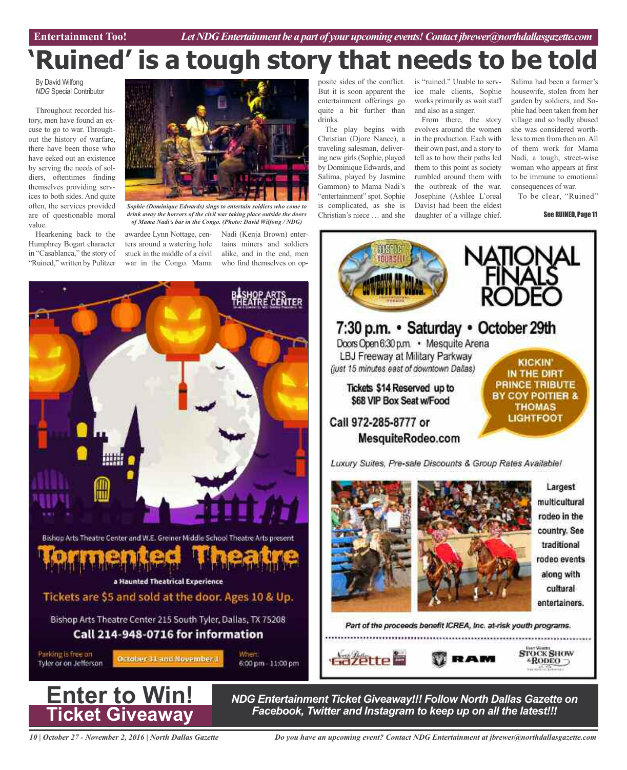# 'Ruined' is a tough story that needs to be told

By David Wilfong
*NDG* Special Contributor

Throughout recorded history, men have found an excuse to go to war. Throughout the history of warfare, there have been those who have eeked out an existence by serving the needs of soldiers, oftentimes finding themselves providing services to both sides. And quite often, the services provided are of questionable moral value.

Hearkening back to the Humphrey Bogart character in "Casablanca," the story of "Ruined," written by Pulitzer awardee Lynn Nottage, centers around a watering hole stuck in the middle of a civil war in the Congo. Mama Nadi (Kenja Brown) entertains miners and soldiers alike, and in the end, men who find themselves on opposite sides of the conflict. But it is soon apparent the entertainment offerings go quite a bit further than drinks.

*Sophie (Dominique Edwards) sings to entertain soldiers who come to drink away the horrors of the civil war taking place outside the doors of Mama Nadi's bar in the Congo. (Photo: David Wilfong / NDG)*

The play begins with Christian (Djore Nance), a traveling salesman, delivering new girls (Sophie, played by Dominique Edwards, and Salima, played by Jasmine Gammon) to Mama Nadi's "entertainment" spot. Sophie is complicated, as she is Christian's niece … and she is "ruined." Unable to service male clients, Sophie works primarily as wait staff and also as a singer.

From there, the story evolves around the women in the production. Each with their own past, and a story to tell as to how their paths led them to this point as society rumbled around them with the outbreak of the war. Josephine (Ashlee L'oreal Davis) had been the eldest daughter of a village chief. Salima had been a farmer's housewife, stolen from her garden by soldiers, and Sophie had been taken from her village and so badly abused she was considered worthless to men from then on. All of them work for Mama Nadi, a tough, street-wise woman who appears at first to be immune to emotional consequences of war.

To be clear, "Ruined"

**See RUINED, Page 11**

---

BISHOP ARTS THEATRE CENTER

Bishop Arts Theatre Center and W.E. Greiner Middle School Theatre Arts present

**Tormented Theatre**

**a Haunted Theatrical Experience**

Tickets are $5 and sold at the door. Ages 10 & Up.

Bishop Arts Theatre Center 215 South Tyler, Dallas, TX 75208

**Call 214-948-0716 for information**

Parking is free on Tyler or on Jefferson

**October 31 and November 1**

When: 6:00 pm - 11:00 pm

---

RESPECT YOURSELF — COWBOYS OF COLOR

**NATIONAL FINALS RODEO**

**7:30 p.m. • Saturday • October 29th**

Doors Open 6:30 p.m. • Mesquite Arena
LBJ Freeway at Military Parkway
(just 15 minutes east of downtown Dallas)

**Tickets $14 Reserved up to $68 VIP Box Seat w/Food**

**KICKIN' IN THE DIRT PRINCE TRIBUTE BY COY POITIER & THOMAS LIGHTFOOT**

**Call 972-285-8777 or MesquiteRodeo.com**

*Luxury Suites, Pre-sale Discounts & Group Rates Available!*

Largest multicultural rodeo in the country. See traditional rodeo events along with cultural entertainers.

*Part of the proceeds benefit ICREA, Inc. at-risk youth programs.*

North Dallas Gazette · RAM · Fort Worth Stock Show & Rodeo

---

# Enter to Win! Ticket Giveaway

***NDG Entertainment Ticket Giveaway!!! Follow North Dallas Gazette on Facebook, Twitter and Instagram to keep up on all the latest!!!***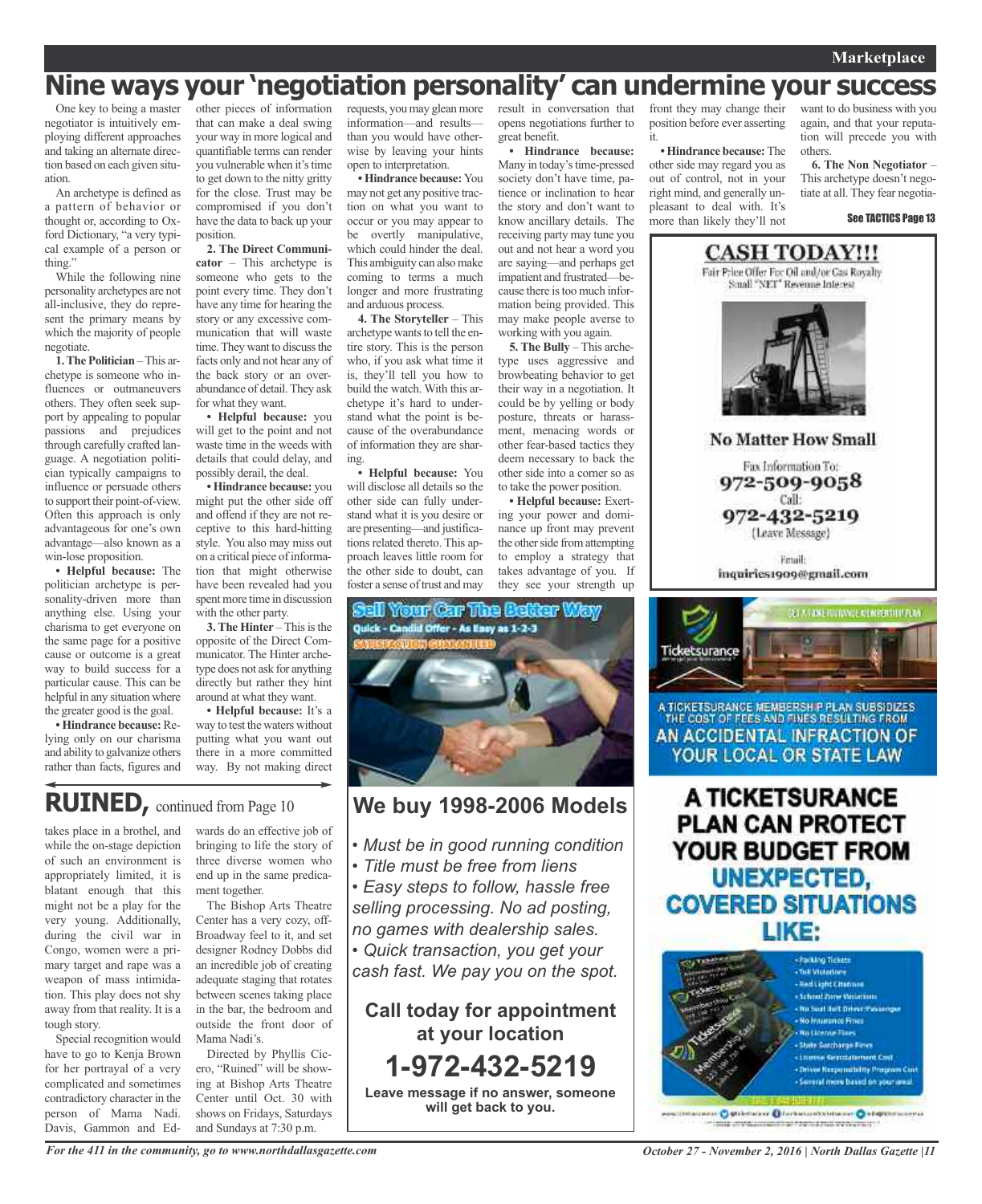# Nine ways your 'negotiation personality' can undermine your success

One key to being a master negotiator is intuitively employing different approaches and taking an alternate direction based on each given situation.

An archetype is defined as a pattern of behavior or thought or, according to Oxford Dictionary, "a very typical example of a person or thing."

While the following nine personality archetypes are not all-inclusive, they do represent the primary means by which the majority of people negotiate.

**1. The Politician** – This archetype is someone who influences or outmaneuvers others. They often seek support by appealing to popular passions and prejudices through carefully crafted language. A negotiation politician typically campaigns to influence or persuade others to support their point-of-view. Often this approach is only advantageous for one's own advantage—also known as a win-lose proposition.

**• Helpful because:** The politician archetype is personality-driven more than anything else. Using your charisma to get everyone on the same page for a positive cause or outcome is a great way to build success for a particular cause. This can be helpful in any situation where the greater good is the goal.

**• Hindrance because:** Relying only on our charisma and ability to galvanize others rather than facts, figures and other pieces of information that can make a deal swing your way in more logical and quantifiable terms can render you vulnerable when it's time to get down to the nitty gritty for the close. Trust may be compromised if you don't have the data to back up your position.

**2. The Direct Communicator** – This archetype is someone who gets to the point every time. They don't have any time for hearing the story or any excessive communication that will waste time. They want to discuss the facts only and not hear any of the back story or an overabundance of detail. They ask for what they want.

**• Helpful because:** you will get to the point and not waste time in the weeds with details that could delay, and possibly derail, the deal.

**• Hindrance because:** you might put the other side off and offend if they are not receptive to this hard-hitting style. You also may miss out on a critical piece of information that might otherwise have been revealed had you spent more time in discussion with the other party.

**3. The Hinter** – This is the opposite of the Direct Communicator. The Hinter archetype does not ask for anything directly but rather they hint around at what they want.

**• Helpful because:** It's a way to test the waters without putting what you want out there in a more committed way. By not making direct requests, you may glean more information—and results—than you would have otherwise by leaving your hints open to interpretation.

**• Hindrance because:** You may not get any positive traction on what you want to occur or you may appear to be overtly manipulative, which could hinder the deal. This ambiguity can also make coming to terms a much longer and more frustrating and arduous process.

**4. The Storyteller** – This archetype wants to tell the entire story. This is the person who, if you ask what time it is, they'll tell you how to build the watch. With this archetype it's hard to understand what the point is because of the overabundance of information they are sharing.

**• Helpful because:** You will disclose all details so the other side can fully understand what it is you desire or are presenting—and justifications related thereto. This approach leaves little room for the other side to doubt, can foster a sense of trust and may result in conversation that opens negotiations further to great benefit.

**• Hindrance because:** Many in today's time-pressed society don't have time, patience or inclination to hear the story and don't want to know ancillary details. The receiving party may tune you out and not hear a word you are saying—and perhaps get impatient and frustrated—because there is too much information being provided. This may make people averse to working with you again.

**5. The Bully** – This archetype uses aggressive and browbeating behavior to get their way in a negotiation. It could be by yelling or body posture, threats or harassment, menacing words or other fear-based tactics they deem necessary to back the other side into a corner so as to take the power position.

**• Helpful because:** Exerting your power and dominance up front may prevent the other side from attempting to employ a strategy that takes advantage of you. If they see your strength up front they may change their position before ever asserting it.

**• Hindrance because:** The other side may regard you as out of control, not in your right mind, and generally unpleasant to deal with. It's more than likely they'll not want to do business with you again, and that your reputation will precede you with others.

**6. The Non Negotiator** – This archetype doesn't negotiate at all. They fear negotia-

See TACTICS Page 13

## RUINED, continued from Page 10

takes place in a brothel, and while the on-stage depiction of such an environment is appropriately limited, it is blatant enough that this might not be a play for the very young. Additionally, during the civil war in Congo, women were a primary target and rape was a weapon of mass intimidation. This play does not shy away from that reality. It is a tough story.

Special recognition would have to go to Kenja Brown for her portrayal of a very complicated and sometimes contradictory character in the person of Mama Nadi. Davis, Gammon and Edwards do an effective job of bringing to life the story of three diverse women who end up in the same predicament together.

The Bishop Arts Theatre Center has a very cozy, off-Broadway feel to it, and set designer Rodney Dobbs did an incredible job of creating adequate staging that rotates between scenes taking place in the bar, the bedroom and outside the front door of Mama Nadi's.

Directed by Phyllis Cicero, "Ruined" will be showing at Bishop Arts Theatre Center until Oct. 30 with shows on Fridays, Saturdays and Sundays at 7:30 p.m.

---

**Sell Your Car The Better Way**
Quick - Candid Offer - As Easy as 1-2-3
SATISFACTION GUARANTEED

## We buy 1998-2006 Models

- *Must be in good running condition*
- *Title must be free from liens*
- *Easy steps to follow, hassle free selling processing. No ad posting, no games with dealership sales.*
- *Quick transaction, you get your cash fast. We pay you on the spot.*

**Call today for appointment at your location**

**1-972-432-5219**

**Leave message if no answer, someone will get back to you.**

---

**CASH TODAY!!!**

Fair Price Offer For Oil and/or Gas Royalty Small "NET" Revenue Interest

**No Matter How Small**

Fax Information To:
**972-509-9058**
Call:
**972-432-5219**
(Leave Message)

Email:
**inquiries1909@gmail.com**

---

Ticketsurance

A TICKETSURANCE MEMBERSHIP PLAN SUBSIDIZES THE COST OF FEES AND FINES RESULTING FROM AN ACCIDENTAL INFRACTION OF YOUR LOCAL OR STATE LAW

**A TICKETSURANCE PLAN CAN PROTECT YOUR BUDGET FROM UNEXPECTED, COVERED SITUATIONS LIKE:**

- Parking Tickets
- Toll Violations
- Red Light Citations
- School Zone Violations
- No Seat Belt Driver/Passenger
- No Insurance Fines
- No License Fines
- State Surcharge Fines
- License Reinstatement Cost
- Driver Responsibility Program Cost
- Several more based on your area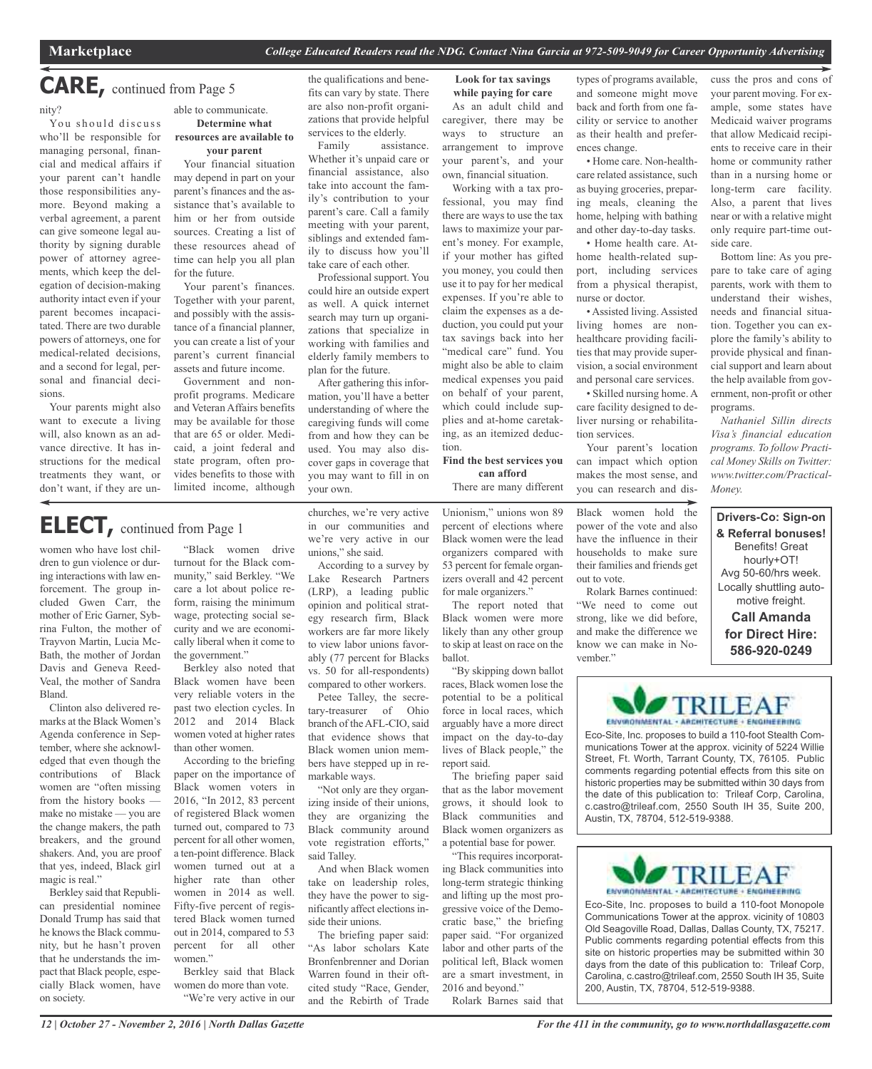# CARE, continued from Page 5

nity?

You should discuss who'll be responsible for managing personal, financial and medical affairs if your parent can't handle those responsibilities anymore. Beyond making a verbal agreement, a parent can give someone legal authority by signing durable power of attorney agreements, which keep the delegation of decision-making authority intact even if your parent becomes incapacitated. There are two durable powers of attorneys, one for medical-related decisions, and a second for legal, personal and financial decisions.

Your parents might also want to execute a living will, also known as an advance directive. It has instructions for the medical treatments they want, or don't want, if they are unable to communicate.

**Determine what resources are available to your parent**

Your financial situation may depend in part on your parent's finances and the assistance that's available to him or her from outside sources. Creating a list of these resources ahead of time can help you all plan for the future.

Your parent's finances. Together with your parent, and possibly with the assistance of a financial planner, you can create a list of your parent's current financial assets and future income.

Government and nonprofit programs. Medicare and Veteran Affairs benefits may be available for those that are 65 or older. Medicaid, a joint federal and state program, often provides benefits to those with limited income, although the qualifications and benefits can vary by state. There are also non-profit organizations that provide helpful services to the elderly.

Family assistance. Whether it's unpaid care or financial assistance, also take into account the family's contribution to your parent's care. Call a family meeting with your parent, siblings and extended family to discuss how you'll take care of each other.

Professional support. You could hire an outside expert as well. A quick internet search may turn up organizations that specialize in working with families and elderly family members to plan for the future.

After gathering this information, you'll have a better understanding of where the caregiving funds will come from and how they can be used. You may also discover gaps in coverage that you may want to fill in on your own.

**Look for tax savings while paying for care**

As an adult child and caregiver, there may be ways to structure an arrangement to improve your parent's, and your own, financial situation.

Working with a tax professional, you may find there are ways to use the tax laws to maximize your parent's money. For example, if your mother has gifted you money, you could then use it to pay for her medical expenses. If you're able to claim the expenses as a deduction, you could put your tax savings back into her "medical care" fund. You might also be able to claim medical expenses you paid on behalf of your parent, which could include supplies and at-home caretaking, as an itemized deduction.

**Find the best services you can afford**

There are many different types of programs available, and someone might move back and forth from one facility or service to another as their health and preferences change.

- Home care. Non-healthcare related assistance, such as buying groceries, preparing meals, cleaning the home, helping with bathing and other day-to-day tasks.
- Home health care. At-home health-related support, including services from a physical therapist, nurse or doctor.
- Assisted living. Assisted living homes are non-healthcare providing facilities that may provide supervision, a social environment and personal care services.
- Skilled nursing home. A care facility designed to deliver nursing or rehabilitation services.

Your parent's location can impact which option makes the most sense, and you can research and discuss the pros and cons of your parent moving. For example, some states have Medicaid waiver programs that allow Medicaid recipients to receive care in their home or community rather than in a nursing home or long-term care facility. Also, a parent that lives near or with a relative might only require part-time outside care.

Bottom line: As you prepare to take care of aging parents, work with them to understand their wishes, needs and financial situation. Together you can explore the family's ability to provide physical and financial support and learn about the help available from government, non-profit or other programs.

*Nathaniel Sillin directs Visa's financial education programs. To follow Practical Money Skills on Twitter: www.twitter.com/PracticalMoney.*

# ELECT, continued from Page 1

women who have lost children to gun violence or during interactions with law enforcement. The group included Gwen Carr, the mother of Eric Garner, Sybrina Fulton, the mother of Trayvon Martin, Lucia McBath, the mother of Jordan Davis and Geneva Reed-Veal, the mother of Sandra Bland.

Clinton also delivered remarks at the Black Women's Agenda conference in September, where she acknowledged that even though the contributions of Black women are "often missing from the history books — make no mistake — you are the change makers, the path breakers, and the ground shakers. And, you are proof that yes, indeed, Black girl magic is real."

Berkley said that Republican presidential nominee Donald Trump has said that he knows the Black community, but he hasn't proven that he understands the impact that Black people, especially Black women, have on society.

"Black women drive turnout for the Black community," said Berkley. "We care a lot about police reform, raising the minimum wage, protecting social security and we are economically liberal when it come to the government."

Berkley also noted that Black women have been very reliable voters in the past two election cycles. In 2012 and 2014 Black women voted at higher rates than other women.

According to the briefing paper on the importance of Black women voters in 2016, "In 2012, 83 percent of registered Black women turned out, compared to 73 percent for all other women, a ten-point difference. Black women turned out at a higher rate than other women in 2014 as well. Fifty-five percent of registered Black women turned out in 2014, compared to 53 percent for all other women."

Berkley said that Black women do more than vote.

"We're very active in our churches, we're very active in our communities and we're very active in our unions," she said.

According to a survey by Lake Research Partners (LRP), a leading public opinion and political strategy research firm, Black workers are far more likely to view labor unions favorably (77 percent for Blacks vs. 50 for all-respondents) compared to other workers.

Petee Talley, the secretary-treasurer of Ohio branch of the AFL-CIO, said that evidence shows that Black women union members have stepped up in remarkable ways.

"Not only are they organizing inside of their unions, they are organizing the Black community around vote registration efforts," said Talley.

And when Black women take on leadership roles, they have the power to significantly affect elections inside their unions.

The briefing paper said: "As labor scholars Kate Bronfenbrenner and Dorian Warren found in their oft-cited study "Race, Gender, and the Rebirth of Trade Unionism," unions won 89 percent of elections where Black women were the lead organizers compared with 53 percent for female organizers overall and 42 percent for male organizers."

The report noted that Black women were more likely than any other group to skip at least on race on the ballot.

"By skipping down ballot races, Black women lose the potential to be a political force in local races, which arguably have a more direct impact on the day-to-day lives of Black people," the report said.

The briefing paper said that as the labor movement grows, it should look to Black communities and Black women organizers as a potential base for power.

"This requires incorporating Black communities into long-term strategic thinking and lifting up the most progressive voice of the Democratic base," the briefing paper said. "For organized labor and other parts of the political left, Black women are a smart investment, in 2016 and beyond."

Rolark Barnes said that Black women hold the power of the vote and also have the influence in their households to make sure their families and friends get out to vote.

Rolark Barnes continued: "We need to come out strong, like we did before, and make the difference we know we can make in November."

---

**Drivers-Co: Sign-on & Referral bonuses!**
Benefits! Great hourly+OT!
Avg 50-60/hrs week.
Locally shuttling automotive freight.
**Call Amanda for Direct Hire: 586-920-0249**

---

**TRILEAF**
ENVIRONMENTAL • ARCHITECTURE • ENGINEERING

Eco-Site, Inc. proposes to build a 110-foot Stealth Communications Tower at the approx. vicinity of 5224 Willie Street, Ft. Worth, Tarrant County, TX, 76105. Public comments regarding potential effects from this site on historic properties may be submitted within 30 days from the date of this publication to: Trileaf Corp, Carolina, c.castro@trileaf.com, 2550 South IH 35, Suite 200, Austin, TX, 78704, 512-519-9388.

---

**TRILEAF**
ENVIRONMENTAL • ARCHITECTURE • ENGINEERING

Eco-Site, Inc. proposes to build a 110-foot Monopole Communications Tower at the approx. vicinity of 10803 Old Seagoville Road, Dallas, Dallas County, TX, 75217. Public comments regarding potential effects from this site on historic properties may be submitted within 30 days from the date of this publication to: Trileaf Corp, Carolina, c.castro@trileaf.com, 2550 South IH 35, Suite 200, Austin, TX, 78704, 512-519-9388.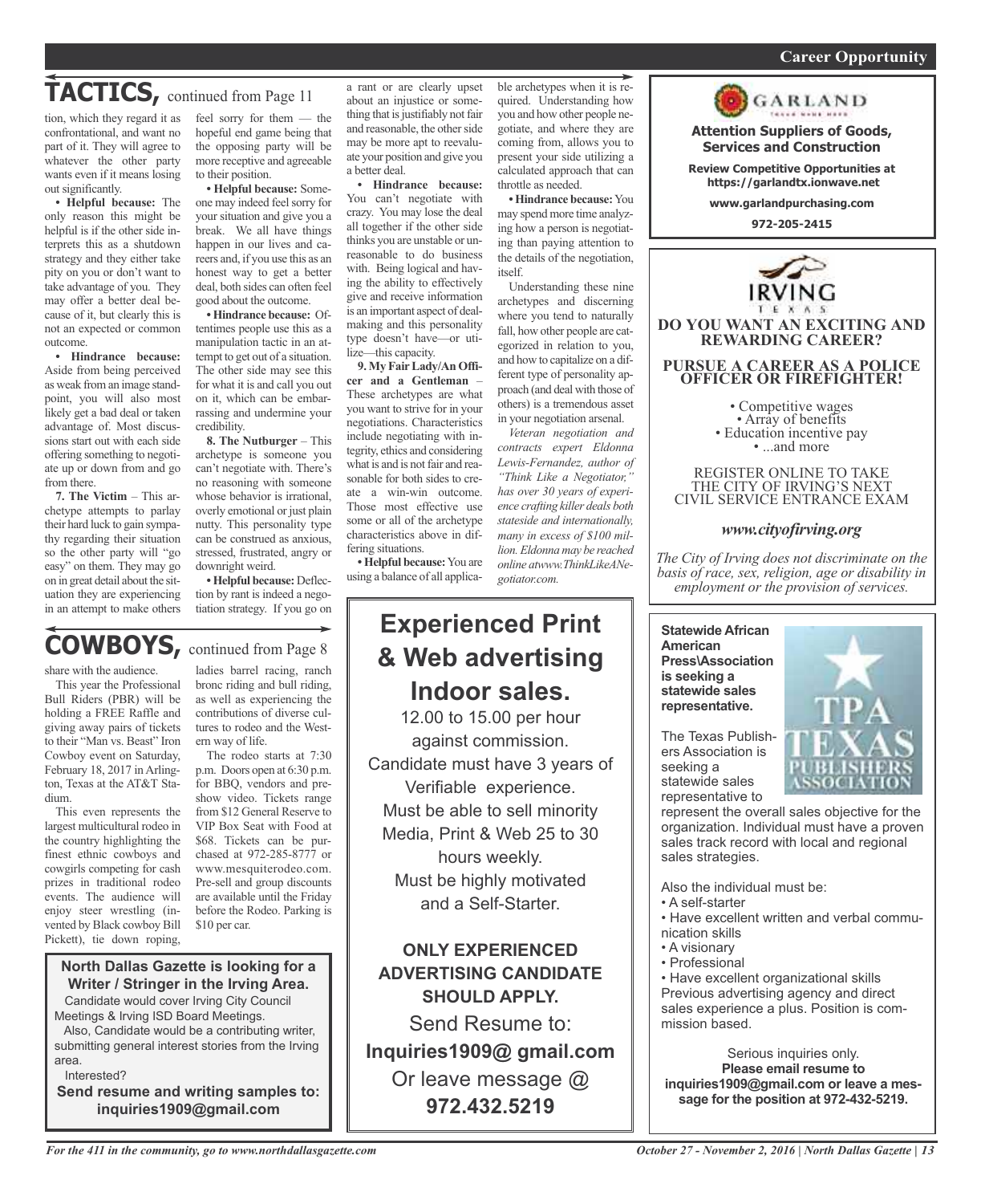# TACTICS, continued from Page 11

tion, which they regard it as confrontational, and want no part of it. They will agree to whatever the other party wants even if it means losing out significantly.

**• Helpful because:** The only reason this might be helpful is if the other side interprets this as a shutdown strategy and they either take pity on you or don't want to take advantage of you. They may offer a better deal because of it, but clearly this is not an expected or common outcome.

**• Hindrance because:** Aside from being perceived as weak from an image standpoint, you will also most likely get a bad deal or taken advantage of. Most discussions start out with each side offering something to negotiate up or down from and go from there.

**7. The Victim** – This archetype attempts to parlay their hard luck to gain sympathy regarding their situation so the other party will "go easy" on them. They may go on in great detail about the situation they are experiencing in an attempt to make others feel sorry for them — the hopeful end game being that the opposing party will be more receptive and agreeable to their position.

**• Helpful because:** Someone may indeed feel sorry for your situation and give you a break. We all have things happen in our lives and careers and, if you use this as an honest way to get a better deal, both sides can often feel good about the outcome.

**• Hindrance because:** Oftentimes people use this as a manipulation tactic in an attempt to get out of a situation. The other side may see this for what it is and call you out on it, which can be embarrassing and undermine your credibility.

**8. The Nutburger** – This archetype is someone you can't negotiate with. There's no reasoning with someone whose behavior is irrational, overly emotional or just plain nutty. This personality type can be construed as anxious, stressed, frustrated, angry or downright weird.

**• Helpful because:** Deflection by rant is indeed a negotiation strategy. If you go on a rant or are clearly upset about an injustice or something that is justifiably not fair and reasonable, the other side may be more apt to reevaluate your position and give you a better deal.

**• Hindrance because:** You can't negotiate with crazy. You may lose the deal all together if the other side thinks you are unstable or unreasonable to do business with. Being logical and having the ability to effectively give and receive information is an important aspect of dealmaking and this personality type doesn't have—or utilize—this capacity.

**9. My Fair Lady/An Officer and a Gentleman** – These archetypes are what you want to strive for in your negotiations. Characteristics include negotiating with integrity, ethics and considering what is and is not fair and reasonable for both sides to create a win-win outcome. Those most effective use some or all of the archetype characteristics above in differing situations.

**• Helpful because:** You are using a balance of all applicable archetypes when it is required. Understanding how you and how other people negotiate, and where they are coming from, allows you to present your side utilizing a calculated approach that can throttle as needed.

**• Hindrance because:** You may spend more time analyzing how a person is negotiating than paying attention to the details of the negotiation, itself.

Understanding these nine archetypes and discerning where you tend to naturally fall, how other people are categorized in relation to you, and how to capitalize on a different type of personality approach (and deal with those of others) is a tremendous asset in your negotiation arsenal.

*Veteran negotiation and contracts expert Eldonna Lewis-Fernandez, author of "Think Like a Negotiator," has over 30 years of experience crafting killer deals both stateside and internationally, many in excess of $100 million. Eldonna may be reached online atwww.ThinkLikeANegotiator.com.*

# COWBOYS, continued from Page 8

share with the audience.

This year the Professional Bull Riders (PBR) will be holding a FREE Raffle and giving away pairs of tickets to their "Man vs. Beast" Iron Cowboy event on Saturday, February 18, 2017 in Arlington, Texas at the AT&T Stadium.

This even represents the largest multicultural rodeo in the country highlighting the finest ethnic cowboys and cowgirls competing for cash prizes in traditional rodeo events. The audience will enjoy steer wrestling (invented by Black cowboy Bill Pickett), tie down roping, ladies barrel racing, ranch bronc riding and bull riding, as well as experiencing the contributions of diverse cultures to rodeo and the Western way of life.

The rodeo starts at 7:30 p.m. Doors open at 6:30 p.m. for BBQ, vendors and preshow video. Tickets range from $12 General Reserve to VIP Box Seat with Food at $68. Tickets can be purchased at 972-285-8777 or www.mesquiterodeo.com. Pre-sell and group discounts are available until the Friday before the Rodeo. Parking is $10 per car.

---

**North Dallas Gazette is looking for a Writer / Stringer in the Irving Area.**

Candidate would cover Irving City Council Meetings & Irving ISD Board Meetings.

Also, Candidate would be a contributing writer, submitting general interest stories from the Irving area.

Interested?

**Send resume and writing samples to: inquiries1909@gmail.com**

---

## Experienced Print & Web advertising Indoor sales.

12.00 to 15.00 per hour against commission.
Candidate must have 3 years of Verifiable experience.
Must be able to sell minority Media, Print & Web 25 to 30 hours weekly.
Must be highly motivated and a Self-Starter.

**ONLY EXPERIENCED ADVERTISING CANDIDATE SHOULD APPLY.**

Send Resume to:
**Inquiries1909@ gmail.com**
Or leave message @
**972.432.5219**

---

**Career Opportunity**

GARLAND

**Attention Suppliers of Goods, Services and Construction**

**Review Competitive Opportunities at https://garlandtx.ionwave.net**

**www.garlandpurchasing.com**

**972-205-2415**

---

IRVING TEXAS

**DO YOU WANT AN EXCITING AND REWARDING CAREER?**

**PURSUE A CAREER AS A POLICE OFFICER OR FIREFIGHTER!**

- Competitive wages
- Array of benefits
- Education incentive pay
- ...and more

REGISTER ONLINE TO TAKE THE CITY OF IRVING'S NEXT CIVIL SERVICE ENTRANCE EXAM

***www.cityofirving.org***

*The City of Irving does not discriminate on the basis of race, sex, religion, age or disability in employment or the provision of services.*

---

**Statewide African American Press\Association is seeking a statewide sales representative.**

The Texas Publishers Association is seeking a statewide sales representative to represent the overall sales objective for the organization. Individual must have a proven sales track record with local and regional sales strategies.

Also the individual must be:

- A self-starter
- Have excellent written and verbal communication skills
- A visionary
- Professional
- Have excellent organizational skills

Previous advertising agency and direct sales experience a plus. Position is commission based.

Serious inquiries only.
**Please email resume to inquiries1909@gmail.com or leave a message for the position at 972-432-5219.**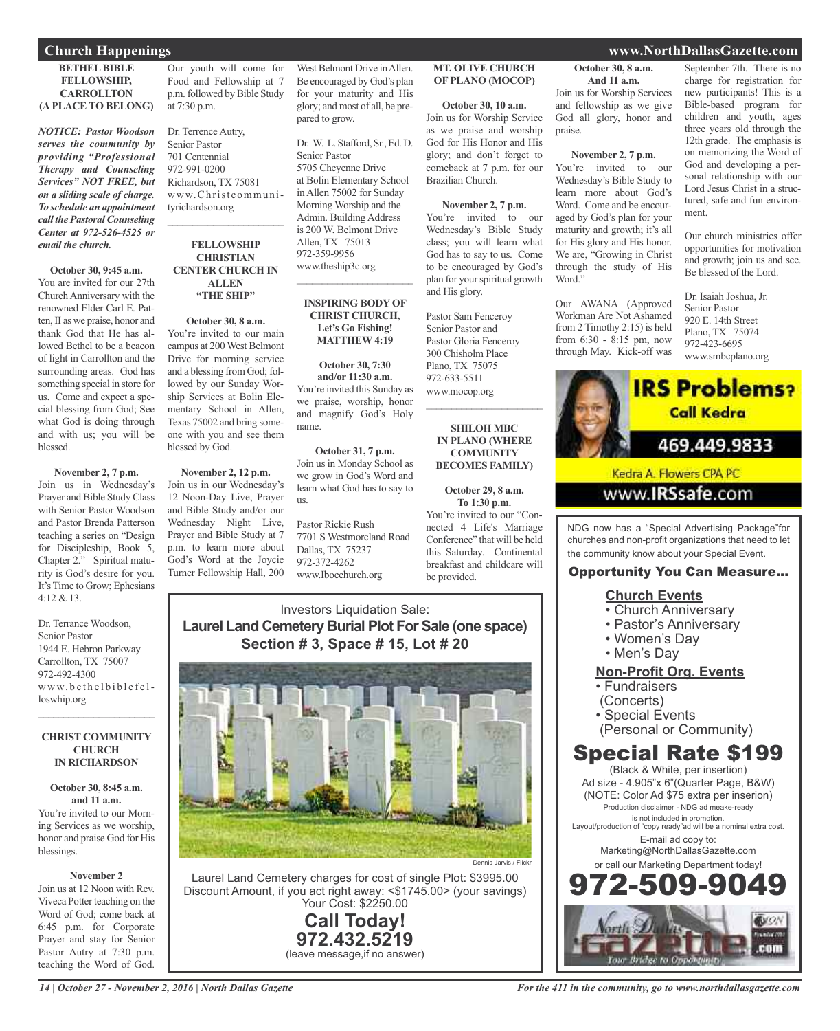## Church Happenings

### BETHEL BIBLE FELLOWSHIP, CARROLLTON (A PLACE TO BELONG)

***NOTICE: Pastor Woodson serves the community by providing "Professional Therapy and Counseling Services" NOT FREE, but on a sliding scale of charge. To schedule an appointment call the Pastoral Counseling Center at 972-526-4525 or email the church.***

**October 30, 9:45 a.m.**
You are invited for our 27th Church Anniversary with the renowned Elder Carl E. Patten, II as we praise, honor and thank God that He has allowed Bethel to be a beacon of light in Carrollton and the surrounding areas. God has something special in store for us. Come and expect a special blessing from God; See what God is doing through and with us; you will be blessed.

**November 2, 7 p.m.**
Join us in Wednesday's Prayer and Bible Study Class with Senior Pastor Woodson and Pastor Brenda Patterson teaching a series on "Design for Discipleship, Book 5, Chapter 2." Spiritual maturity is God's desire for you. It's Time to Grow; Ephesians 4:12 & 13.

Dr. Terrance Woodson,
Senior Pastor
1944 E. Hebron Parkway
Carrollton, TX 75007
972-492-4300
www.bethelbiblefelloswhip.org

---

### CHRIST COMMUNITY CHURCH IN RICHARDSON

**October 30, 8:45 a.m. and 11 a.m.**
You're invited to our Morning Services as we worship, honor and praise God for His blessings.

**November 2**
Join us at 12 Noon with Rev. Viveca Potter teaching on the Word of God; come back at 6:45 p.m. for Corporate Prayer and stay for Senior Pastor Autry at 7:30 p.m. teaching the Word of God. Our youth will come for Food and Fellowship at 7 p.m. followed by Bible Study at 7:30 p.m.

Dr. Terrence Autry,
Senior Pastor
701 Centennial
972-991-0200
Richardson, TX 75081
www.Christcommunityrichardson.org

---

### FELLOWSHIP CHRISTIAN CENTER CHURCH IN ALLEN "THE SHIP"

**October 30, 8 a.m.**
You're invited to our main campus at 200 West Belmont Drive for morning service and a blessing from God; followed by our Sunday Worship Services at Bolin Elementary School in Allen, Texas 75002 and bring someone with you and see them blessed by God.

**November 2, 12 p.m.**
Join us in our Wednesday's 12 Noon-Day Live, Prayer and Bible Study and/or our Wednesday Night Live, Prayer and Bible Study at 7 p.m. to learn more about God's Word at the Joycie Turner Fellowship Hall, 200 West Belmont Drive in Allen. Be encouraged by God's plan for your maturity and His glory; and most of all, be prepared to grow.

Dr. W. L. Stafford, Sr., Ed. D.
Senior Pastor
5705 Cheyenne Drive
at Bolin Elementary School in Allen 75002 for Sunday Morning Worship and the Admin. Building Address is 200 W. Belmont Drive
Allen, TX 75013
972-359-9956
www.theship3c.org

---

### INSPIRING BODY OF CHRIST CHURCH, Let's Go Fishing! MATTHEW 4:19

**October 30, 7:30 and/or 11:30 a.m.**
You're invited this Sunday as we praise, worship, honor and magnify God's Holy name.

**October 31, 7 p.m.**
Join us in Monday School as we grow in God's Word and learn what God has to say to us.

Pastor Rickie Rush
7701 S Westmoreland Road
Dallas, TX 75237
972-372-4262
www.Ibocchurch.org

### MT. OLIVE CHURCH OF PLANO (MOCOP)

**October 30, 10 a.m.**
Join us for Worship Service as we praise and worship God for His Honor and His glory; and don't forget to comeback at 7 p.m. for our Brazilian Church.

**November 2, 7 p.m.**
You're invited to our Wednesday's Bible Study class; you will learn what God has to say to us. Come to be encouraged by God's plan for your spiritual growth and His glory.

Pastor Sam Fenceroy
Senior Pastor and
Pastor Gloria Fenceroy
300 Chisholm Place
Plano, TX 75075
972-633-5511
www.mocop.org

---

### SHILOH MBC IN PLANO (WHERE COMMUNITY BECOMES FAMILY)

**October 29, 8 a.m. To 1:30 p.m.**
You're invited to our "Connected 4 Life's Marriage Conference" that will be held this Saturday. Continental breakfast and childcare will be provided.

**October 30, 8 a.m. And 11 a.m.**
Join us for Worship Services and fellowship as we give God all glory, honor and praise.

**November 2, 7 p.m.**
You're invited to our Wednesday's Bible Study to learn more about God's Word. Come and be encouraged by God's plan for your maturity and growth; it's all for His glory and His honor. We are, "Growing in Christ through the study of His Word."

Our AWANA (Approved Workman Are Not Ashamed from 2 Timothy 2:15) is held from 6:30 - 8:15 pm, now through May. Kick-off was September 7th. There is no charge for registration for new participants! This is a Bible-based program for children and youth, ages three years old through the 12th grade. The emphasis is on memorizing the Word of God and developing a personal relationship with our Lord Jesus Christ in a structured, safe and fun environment.

Our church ministries offer opportunities for motivation and growth; join us and see. Be blessed of the Lord.

Dr. Isaiah Joshua, Jr.
Senior Pastor
920 E. 14th Street
Plano, TX 75074
972-423-6695
www.smbcplano.org

---

**IRS Problems? Call Kedra**
469.449.9833
Kedra A. Flowers CPA PC
www.IRSsafe.com

---

Investors Liquidation Sale:
**Laurel Land Cemetery Burial Plot For Sale (one space)**
**Section # 3, Space # 15, Lot # 20**

Dennis Jarvis / Flickr

Laurel Land Cemetery charges for cost of single Plot: $3995.00
Discount Amount, if you act right away: <$1745.00> (your savings)
Your Cost: $2250.00

**Call Today!**
**972.432.5219**
(leave message,if no answer)

---

NDG now has a "Special Advertising Package"for churches and non-profit organizations that need to let the community know about your Special Event.

**Opportunity You Can Measure...**

**Church Events**
- Church Anniversary
- Pastor's Anniversary
- Women's Day
- Men's Day

**Non-Profit Org. Events**
- Fundraisers (Concerts)
- Special Events (Personal or Community)

**Special Rate $199**
(Black & White, per insertion)
Ad size - 4.905"x 6"(Quarter Page, B&W)
(NOTE: Color Ad $75 extra per inserion)
Production disclaimer - NDG ad meake-ready is not included in promotion.
Layout/production of "copy ready"ad will be a nominal extra cost.
E-mail ad copy to:
Marketing@NorthDallasGazette.com
or call our Marketing Department today!
**972-509-9049**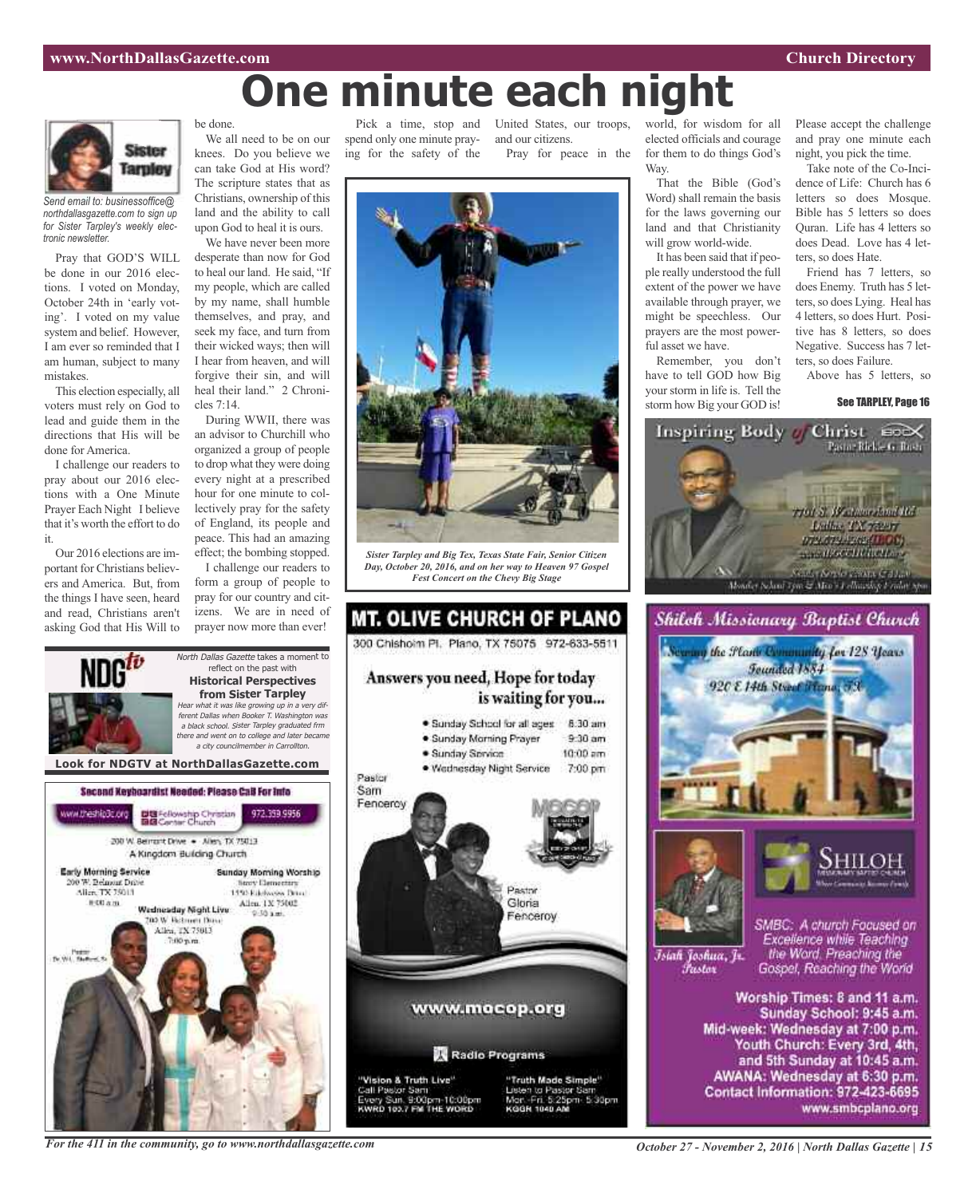# One minute each night

Sister Tarpley

*Send email to: businessoffice@northdallasgazette.com to sign up for Sister Tarpley's weekly electronic newsletter.*

Pray that GOD'S WILL be done in our 2016 elections. I voted on Monday, October 24th in 'early voting'. I voted on my value system and belief. However, I am ever so reminded that I am human, subject to many mistakes.

This election especially, all voters must rely on God to lead and guide them in the directions that His will be done for America.

I challenge our readers to pray about our 2016 elections with a One Minute Prayer Each Night I believe that it's worth the effort to do it.

Our 2016 elections are important for Christians believers and America. But, from the things I have seen, heard and read, Christians aren't asking God that His Will to be done.

We all need to be on our knees. Do you believe we can take God at His word? The scripture states that as Christians, ownership of this land and the ability to call upon God to heal it is ours.

We have never been more desperate than now for God to heal our land. He said, "If my people, which are called by my name, shall humble themselves, and pray, and seek my face, and turn from their wicked ways; then will I hear from heaven, and will forgive their sin, and will heal their land." 2 Chronicles 7:14.

During WWII, there was an advisor to Churchill who organized a group of people to drop what they were doing every night at a prescribed hour for one minute to collectively pray for the safety of England, its people and peace. This had an amazing effect; the bombing stopped.

I challenge our readers to form a group of people to pray for our country and citizens. We are in need of prayer now more than ever!

Pick a time, stop and spend only one minute praying for the safety of the United States, our troops, and our citizens.

Pray for peace in the world, for wisdom for all elected officials and courage for them to do things God's Way.

That the Bible (God's Word) shall remain the basis for the laws governing our land and that Christianity will grow world-wide.

It has been said that if people really understood the full extent of the power we have available through prayer, we might be speechless. Our prayers are the most powerful asset we have.

Remember, you don't have to tell GOD how Big your storm in life is. Tell the storm how Big your GOD is!

Please accept the challenge and pray one minute each night, you pick the time.

Take note of the Co-Incidence of Life: Church has 6 letters so does Mosque. Bible has 5 letters so does Quran. Life has 4 letters so does Dead. Love has 4 letters, so does Hate.

Friend has 7 letters, so does Enemy. Truth has 5 letters, so does Lying. Heal has 4 letters, so does Hurt. Positive has 8 letters, so does Negative. Success has 7 letters, so does Failure.

Above has 5 letters, so

**See TARPLEY, Page 16**

*Sister Tarpley and Big Tex, Texas State Fair, Senior Citizen Day, October 20, 2016, and on her way to Heaven 97 Gospel Fest Concert on the Chevy Big Stage*

---

**NDGtv**

*North Dallas Gazette* takes a moment to reflect on the past with **Historical Perspectives from Sister Tarpley**

*Hear what it was like growing up in a very different Dallas when Booker T. Washington was a black school. Sister Tarpley graduated frm there and went on to college and later became a city councilmember in Carrollton.*

**Look for NDGTV at NorthDallasGazette.com**

---

**Second Keyboardist Needed: Please Call For Info**

www.theship3c.org | Fellowship Christian Center Church | 972.359.9956

200 W. Belmont Drive • Allen, TX 75013

A Kingdom Building Church

**Early Morning Service**
200 W. Belmont Drive
Allen, TX 75013
8:00 a.m.

**Sunday Morning Worship**
Story Elementary
1550 Edelweiss Drive
Allen, TX 75002
9:30 a.m.

**Wednesday Night Live**
200 W. Belmont Drive
Allen, TX 75013
7:00 p.m.

Pastor Dr. W.L. Stafford, Sr.

---

## MT. OLIVE CHURCH OF PLANO

300 Chisholm Pl. Plano, TX 75075 972-633-5511

**Answers you need, Hope for today is waiting for you...**

- Sunday School for all ages 8:30 am
- Sunday Morning Prayer 9:30 am
- Sunday Service 10:00 am
- Wednesday Night Service 7:00 pm

Pastor Sam Fenceroy

Pastor Gloria Fenceroy

**www.mocop.org**

**Radio Programs**

"Vision & Truth Live"
Call Pastor Sam
Every Sun. 9:00pm-10:00pm
KWRD 100.7 FM THE WORD

"Truth Made Simple"
Listen to Pastor Sam
Mon.-Fri. 5:25pm- 5:30pm
KGGR 1040 AM

---

**Inspiring Body of Christ**

Pastor Rickie G. Rush

7701 S. Westmoreland Rd
Dallas, TX 75237
972-372-4262 (IBOC)
www.IBOCCHURCH.org

Sunday Service Times: 7:30 & 11 a.m.
Monday School 7pm & Men's Fellowship Friday 8pm

---

**Shiloh Missionary Baptist Church**

Serving the Plano Community for 128 Years
Founded 1884
920 E 14th Street Plano, TX

Isiah Joshua, Jr. Pastor

SHILOH MISSIONARY BAPTIST CHURCH

SMBC: A church Focused on Excellence while Teaching the Word. Preaching the Gospel, Reaching the World

Worship Times: 8 and 11 a.m.
Sunday School: 9:45 a.m.
Mid-week: Wednesday at 7:00 p.m.
Youth Church: Every 3rd, 4th, and 5th Sunday at 10:45 a.m.
AWANA: Wednesday at 6:30 p.m.
Contact Information: 972-423-6695
www.smbcplano.org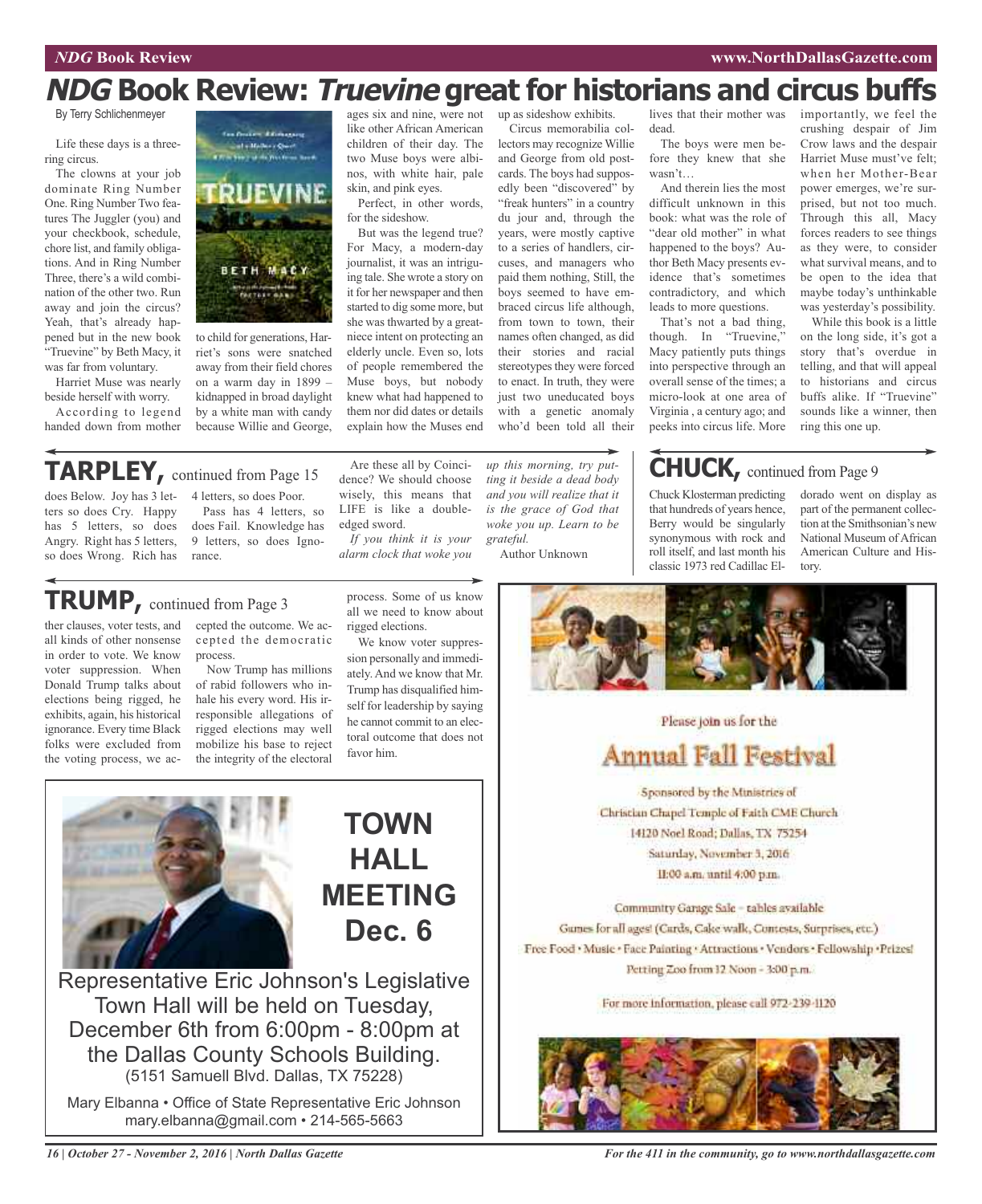# NDG Book Review: *Truevine* great for historians and circus buffs

By Terry Schlichenmeyer

Life these days is a three-ring circus.

The clowns at your job dominate Ring Number One. Ring Number Two features The Juggler (you) and your checkbook, schedule, chore list, and family obligations. And in Ring Number Three, there's a wild combination of the other two. Run away and join the circus? Yeah, that's already happened but in the new book "Truevine" by Beth Macy, it was far from voluntary.

Harriet Muse was nearly beside herself with worry.

According to legend handed down from mother to child for generations, Harriet's sons were snatched away from their field chores on a warm day in 1899 – kidnapped in broad daylight by a white man with candy because Willie and George, ages six and nine, were not like other African American children of their day. The two Muse boys were albinos, with white hair, pale skin, and pink eyes.

Perfect, in other words, for the sideshow.

But was the legend true? For Macy, a modern-day journalist, it was an intriguing tale. She wrote a story on it for her newspaper and then started to dig some more, but she was thwarted by a great-niece intent on protecting an elderly uncle. Even so, lots of people remembered the Muse boys, but nobody knew what had happened to them nor did dates or details explain how the Muses end up as sideshow exhibits.

Circus memorabilia collectors may recognize Willie and George from old postcards. The boys had supposedly been "discovered" by "freak hunters" in a country du jour and, through the years, were mostly captive to a series of handlers, circuses, and managers who paid them nothing, Still, the boys seemed to have embraced circus life although, from town to town, their names often changed, as did their stories and racial stereotypes they were forced to enact. In truth, they were just two uneducated boys with a genetic anomaly who'd been told all their lives that their mother was dead.

The boys were men before they knew that she wasn't…

And therein lies the most difficult unknown in this book: what was the role of "dear old mother" in what happened to the boys? Author Beth Macy presents evidence that's sometimes contradictory, and which leads to more questions.

That's not a bad thing, though. In "Truevine," Macy patiently puts things into perspective through an overall sense of the times; a micro-look at one area of Virginia , a century ago; and peeks into circus life. More importantly, we feel the crushing despair of Jim Crow laws and the despair Harriet Muse must've felt; when her Mother-Bear power emerges, we're surprised, but not too much. Through this all, Macy forces readers to see things as they were, to consider what survival means, and to be open to the idea that maybe today's unthinkable was yesterday's possibility.

While this book is a little on the long side, it's got a story that's overdue in telling, and that will appeal to historians and circus buffs alike. If "Truevine" sounds like a winner, then ring this one up.

## TARPLEY, continued from Page 15

does Below. Joy has 3 letters so does Cry. Happy has 5 letters, so does Angry. Right has 5 letters, so does Wrong. Rich has 4 letters, so does Poor.

Pass has 4 letters, so does Fail. Knowledge has 9 letters, so does Ignorance.

Are these all by Coincidence? We should choose wisely, this means that LIFE is like a double-edged sword.

*If you think it is your alarm clock that woke you up this morning, try putting it beside a dead body and you will realize that it is the grace of God that woke you up. Learn to be grateful.*

Author Unknown

## CHUCK, continued from Page 9

Chuck Klosterman predicting that hundreds of years hence, Berry would be singularly synonymous with rock and roll itself, and last month his classic 1973 red Cadillac Eldorado went on display as part of the permanent collection at the Smithsonian's new National Museum of African American Culture and History.

## TRUMP, continued from Page 3

ther clauses, voter tests, and all kinds of other nonsense in order to vote. We know voter suppression. When Donald Trump talks about elections being rigged, he exhibits, again, his historical ignorance. Every time Black folks were excluded from the voting process, we accepted the outcome. We accepted the democratic process.

Now Trump has millions of rabid followers who inhale his every word. His irresponsible allegations of rigged elections may well mobilize his base to reject the integrity of the electoral process. Some of us know all we need to know about rigged elections.

We know voter suppression personally and immediately. And we know that Mr. Trump has disqualified himself for leadership by saying he cannot commit to an electoral outcome that does not favor him.

**TOWN HALL MEETING Dec. 6**

Representative Eric Johnson's Legislative Town Hall will be held on Tuesday, December 6th from 6:00pm - 8:00pm at the Dallas County Schools Building.
(5151 Samuell Blvd. Dallas, TX 75228)

Mary Elbanna • Office of State Representative Eric Johnson
mary.elbanna@gmail.com • 214-565-5663

Please join us for the

**Annual Fall Festival**

Sponsored by the Ministries of
Christian Chapel Temple of Faith CME Church
14120 Noel Road; Dallas, TX 75254
Saturday, November 5, 2016
11:00 a.m. until 4:00 p.m.

Community Garage Sale - tables available
Games for all ages! (Cards, Cake walk, Contests, Surprises, etc.)
Free Food • Music • Face Painting • Attractions • Vendors • Fellowship • Prizes!
Petting Zoo from 12 Noon - 3:00 p.m.

For more information, please call 972-239-1120